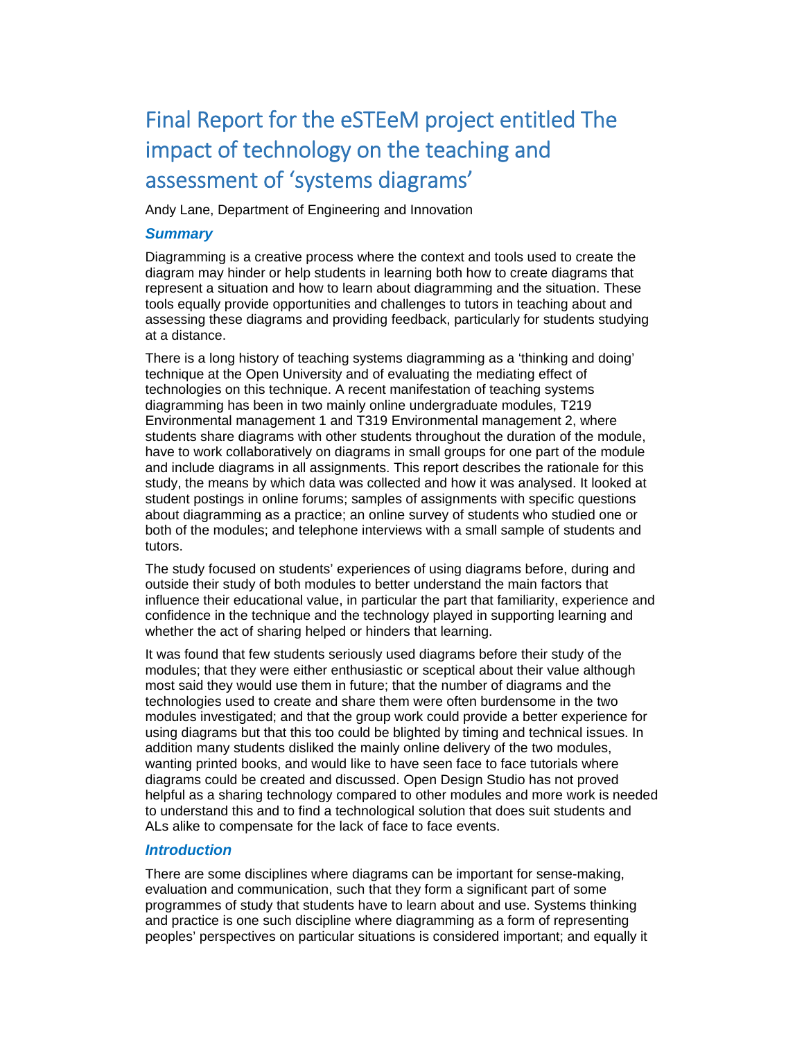# Final Report for the eSTEeM project entitled The impact of technology on the teaching and assessment of 'systems diagrams'

Andy Lane, Department of Engineering and Innovation

### *Summary*

Diagramming is a creative process where the context and tools used to create the diagram may hinder or help students in learning both how to create diagrams that represent a situation and how to learn about diagramming and the situation. These tools equally provide opportunities and challenges to tutors in teaching about and assessing these diagrams and providing feedback, particularly for students studying at a distance.

There is a long history of teaching systems diagramming as a 'thinking and doing' technique at the Open University and of evaluating the mediating effect of technologies on this technique. A recent manifestation of teaching systems diagramming has been in two mainly online undergraduate modules, T219 Environmental management 1 and T319 Environmental management 2, where students share diagrams with other students throughout the duration of the module, have to work collaboratively on diagrams in small groups for one part of the module and include diagrams in all assignments. This report describes the rationale for this study, the means by which data was collected and how it was analysed. It looked at student postings in online forums; samples of assignments with specific questions about diagramming as a practice; an online survey of students who studied one or both of the modules; and telephone interviews with a small sample of students and tutors.

The study focused on students' experiences of using diagrams before, during and outside their study of both modules to better understand the main factors that influence their educational value, in particular the part that familiarity, experience and confidence in the technique and the technology played in supporting learning and whether the act of sharing helped or hinders that learning.

It was found that few students seriously used diagrams before their study of the modules; that they were either enthusiastic or sceptical about their value although most said they would use them in future; that the number of diagrams and the technologies used to create and share them were often burdensome in the two modules investigated; and that the group work could provide a better experience for using diagrams but that this too could be blighted by timing and technical issues. In addition many students disliked the mainly online delivery of the two modules, wanting printed books, and would like to have seen face to face tutorials where diagrams could be created and discussed. Open Design Studio has not proved helpful as a sharing technology compared to other modules and more work is needed to understand this and to find a technological solution that does suit students and ALs alike to compensate for the lack of face to face events.

### *Introduction*

There are some disciplines where diagrams can be important for sense-making, evaluation and communication, such that they form a significant part of some programmes of study that students have to learn about and use. Systems thinking and practice is one such discipline where diagramming as a form of representing peoples' perspectives on particular situations is considered important; and equally it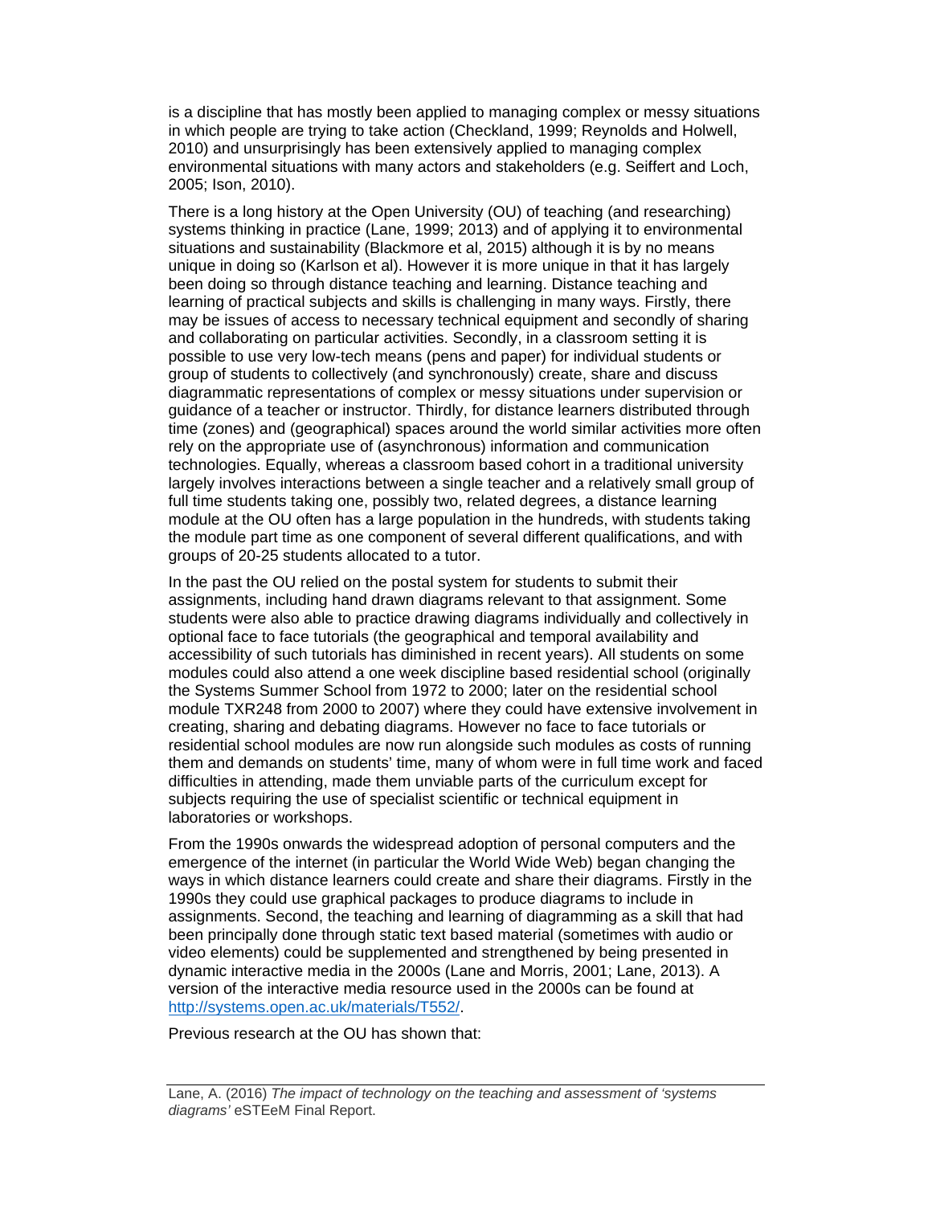is a discipline that has mostly been applied to managing complex or messy situations in which people are trying to take action (Checkland, 1999; Reynolds and Holwell, 2010) and unsurprisingly has been extensively applied to managing complex environmental situations with many actors and stakeholders (e.g. Seiffert and Loch, 2005; Ison, 2010).

There is a long history at the Open University (OU) of teaching (and researching) systems thinking in practice (Lane, 1999; 2013) and of applying it to environmental situations and sustainability (Blackmore et al, 2015) although it is by no means unique in doing so (Karlson et al). However it is more unique in that it has largely been doing so through distance teaching and learning. Distance teaching and learning of practical subjects and skills is challenging in many ways. Firstly, there may be issues of access to necessary technical equipment and secondly of sharing and collaborating on particular activities. Secondly, in a classroom setting it is possible to use very low-tech means (pens and paper) for individual students or group of students to collectively (and synchronously) create, share and discuss diagrammatic representations of complex or messy situations under supervision or guidance of a teacher or instructor. Thirdly, for distance learners distributed through time (zones) and (geographical) spaces around the world similar activities more often rely on the appropriate use of (asynchronous) information and communication technologies. Equally, whereas a classroom based cohort in a traditional university largely involves interactions between a single teacher and a relatively small group of full time students taking one, possibly two, related degrees, a distance learning module at the OU often has a large population in the hundreds, with students taking the module part time as one component of several different qualifications, and with groups of 20-25 students allocated to a tutor.

In the past the OU relied on the postal system for students to submit their assignments, including hand drawn diagrams relevant to that assignment. Some students were also able to practice drawing diagrams individually and collectively in optional face to face tutorials (the geographical and temporal availability and accessibility of such tutorials has diminished in recent years). All students on some modules could also attend a one week discipline based residential school (originally the Systems Summer School from 1972 to 2000; later on the residential school module TXR248 from 2000 to 2007) where they could have extensive involvement in creating, sharing and debating diagrams. However no face to face tutorials or residential school modules are now run alongside such modules as costs of running them and demands on students' time, many of whom were in full time work and faced difficulties in attending, made them unviable parts of the curriculum except for subjects requiring the use of specialist scientific or technical equipment in laboratories or workshops.

From the 1990s onwards the widespread adoption of personal computers and the emergence of the internet (in particular the World Wide Web) began changing the ways in which distance learners could create and share their diagrams. Firstly in the 1990s they could use graphical packages to produce diagrams to include in assignments. Second, the teaching and learning of diagramming as a skill that had been principally done through static text based material (sometimes with audio or video elements) could be supplemented and strengthened by being presented in dynamic interactive media in the 2000s (Lane and Morris, 2001; Lane, 2013). A version of the interactive media resource used in the 2000s can be found at [http://systems.open.ac.uk/materials/T552/](http://systems.open.ac.uk/materials/T552/).

Previous research at the OU has shown that: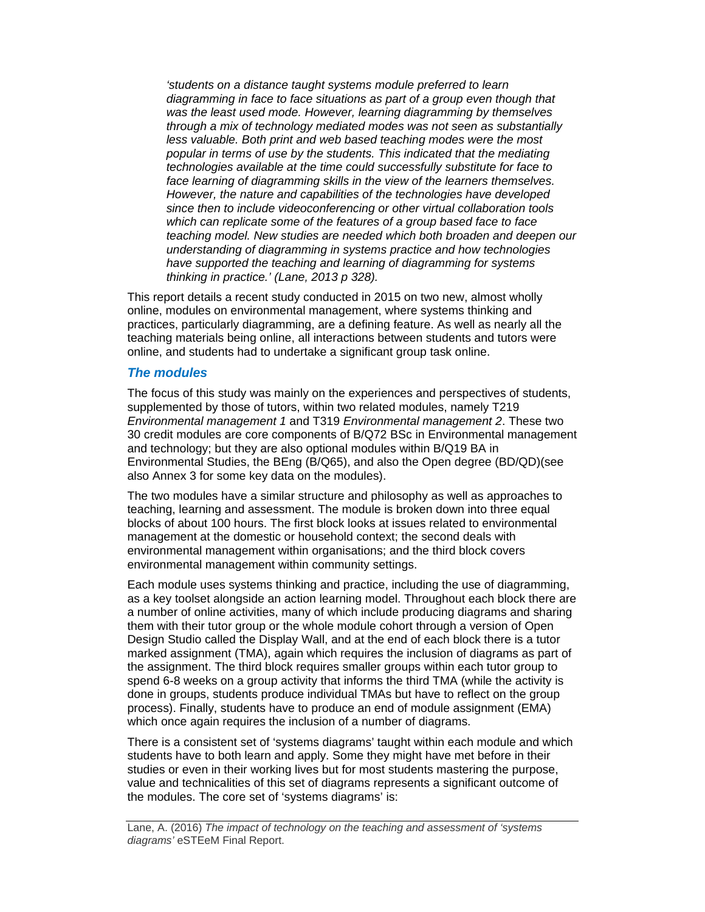> *'students on a distance taught systems module preferred to learn diagramming in face to face situations as part of a group even though that was the least used mode. However, learning diagramming by themselves through a mix of technology mediated modes was not seen as substantially less valuable. Both print and web based teaching modes were the most popular in terms of use by the students. This indicated that the mediating technologies available at the time could successfully substitute for face to face learning of diagramming skills in the view of the learners themselves. However, the nature and capabilities of the technologies have developed since then to include videoconferencing or other virtual collaboration tools which can replicate some of the features of a group based face to face teaching model. New studies are needed which both broaden and deepen our understanding of diagramming in systems practice and how technologies have supported the teaching and learning of diagramming for systems thinking in practice.' (Lane, 2013 p 328).*

This report details a recent study conducted in 2015 on two new, almost wholly online, modules on environmental management, where systems thinking and practices, particularly diagramming, are a defining feature. As well as nearly all the teaching materials being online, all interactions between students and tutors were online, and students had to undertake a significant group task online.

### *The modules*

The focus of this study was mainly on the experiences and perspectives of students, supplemented by those of tutors, within two related modules, namely T219 *Environmental management 1* and T319 *Environmental management 2*. These two 30 credit modules are core components of B/Q72 BSc in Environmental management and technology; but they are also optional modules within B/Q19 BA in Environmental Studies, the BEng (B/Q65), and also the Open degree (BD/QD)(see also Annex 3 for some key data on the modules).

The two modules have a similar structure and philosophy as well as approaches to teaching, learning and assessment. The module is broken down into three equal blocks of about 100 hours. The first block looks at issues related to environmental management at the domestic or household context; the second deals with environmental management within organisations; and the third block covers environmental management within community settings.

Each module uses systems thinking and practice, including the use of diagramming, as a key toolset alongside an action learning model. Throughout each block there are a number of online activities, many of which include producing diagrams and sharing them with their tutor group or the whole module cohort through a version of Open Design Studio called the Display Wall, and at the end of each block there is a tutor marked assignment (TMA), again which requires the inclusion of diagrams as part of the assignment. The third block requires smaller groups within each tutor group to spend 6-8 weeks on a group activity that informs the third TMA (while the activity is done in groups, students produce individual TMAs but have to reflect on the group process). Finally, students have to produce an end of module assignment (EMA) which once again requires the inclusion of a number of diagrams.

There is a consistent set of 'systems diagrams' taught within each module and which students have to both learn and apply. Some they might have met before in their studies or even in their working lives but for most students mastering the purpose, value and technicalities of this set of diagrams represents a significant outcome of the modules. The core set of 'systems diagrams' is: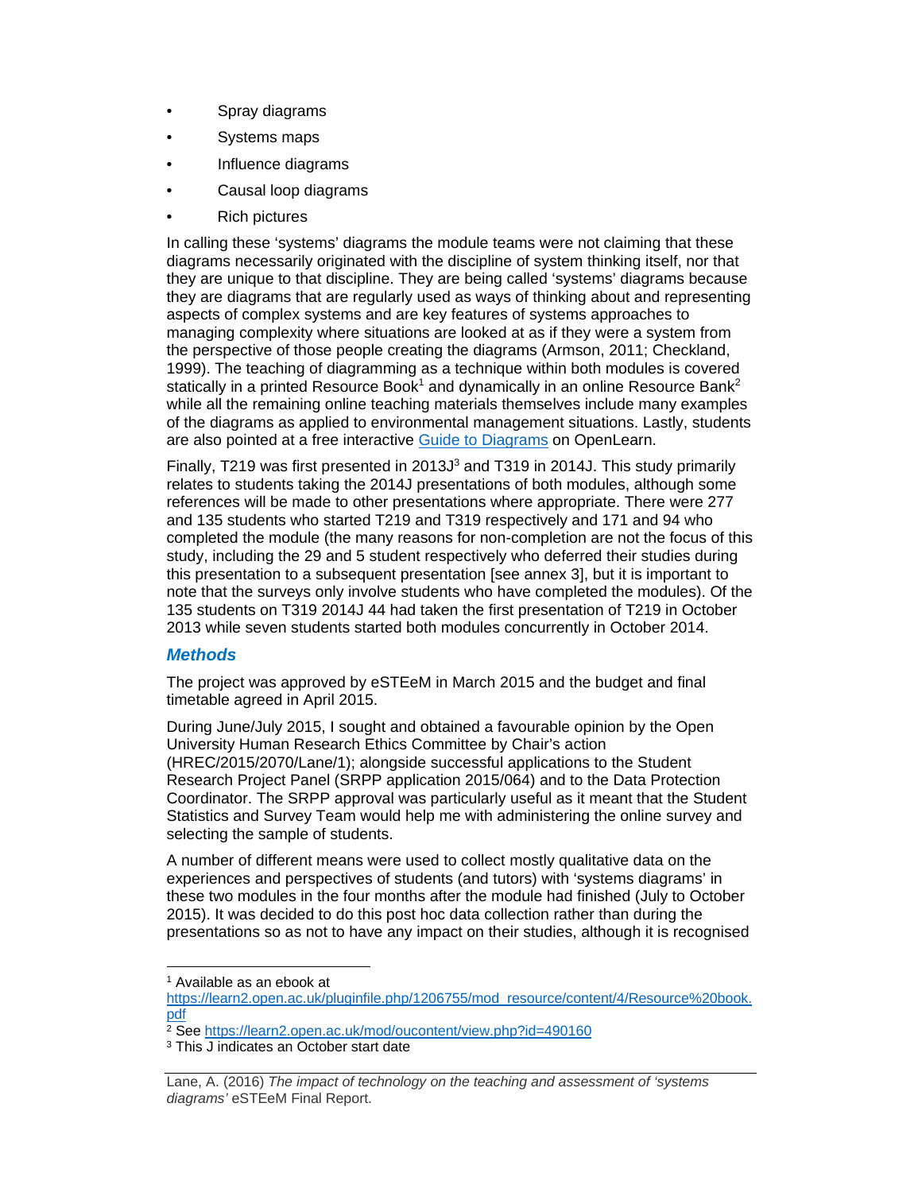- Spray diagrams
- Systems maps
- Influence diagrams
- Causal loop diagrams
- Rich pictures

In calling these 'systems' diagrams the module teams were not claiming that these diagrams necessarily originated with the discipline of system thinking itself, nor that they are unique to that discipline. They are being called 'systems' diagrams because they are diagrams that are regularly used as ways of thinking about and representing aspects of complex systems and are key features of systems approaches to managing complexity where situations are looked at as if they were a system from the perspective of those people creating the diagrams (Armson, 2011; Checkland, 1999). The teaching of diagramming as a technique within both modules is covered statically in a printed Resource Book[1] and dynamically in an online Resource Bank[2] while all the remaining online teaching materials themselves include many examples of the diagrams as applied to environmental management situations. Lastly, students are also pointed at a free interactive [Guide to Diagrams]() on OpenLearn.

Finally, T219 was first presented in 2013J[3] and T319 in 2014J. This study primarily relates to students taking the 2014J presentations of both modules, although some references will be made to other presentations where appropriate. There were 277 and 135 students who started T219 and T319 respectively and 171 and 94 who completed the module (the many reasons for non-completion are not the focus of this study, including the 29 and 5 student respectively who deferred their studies during this presentation to a subsequent presentation [see annex 3], but it is important to note that the surveys only involve students who have completed the modules). Of the 135 students on T319 2014J 44 had taken the first presentation of T219 in October 2013 while seven students started both modules concurrently in October 2014.

### *Methods*

The project was approved by eSTEeM in March 2015 and the budget and final timetable agreed in April 2015.

During June/July 2015, I sought and obtained a favourable opinion by the Open University Human Research Ethics Committee by Chair's action (HREC/2015/2070/Lane/1); alongside successful applications to the Student Research Project Panel (SRPP application 2015/064) and to the Data Protection Coordinator. The SRPP approval was particularly useful as it meant that the Student Statistics and Survey Team would help me with administering the online survey and selecting the sample of students.

A number of different means were used to collect mostly qualitative data on the experiences and perspectives of students (and tutors) with 'systems diagrams' in these two modules in the four months after the module had finished (July to October 2015). It was decided to do this post hoc data collection rather than during the presentations so as not to have any impact on their studies, although it is recognised

---

[1] Available as an ebook at https://learn2.open.ac.uk/pluginfile.php/1206755/mod_resource/content/4/Resource%20book.pdf

[2] See https://learn2.open.ac.uk/mod/oucontent/view.php?id=490160

[3] This J indicates an October start date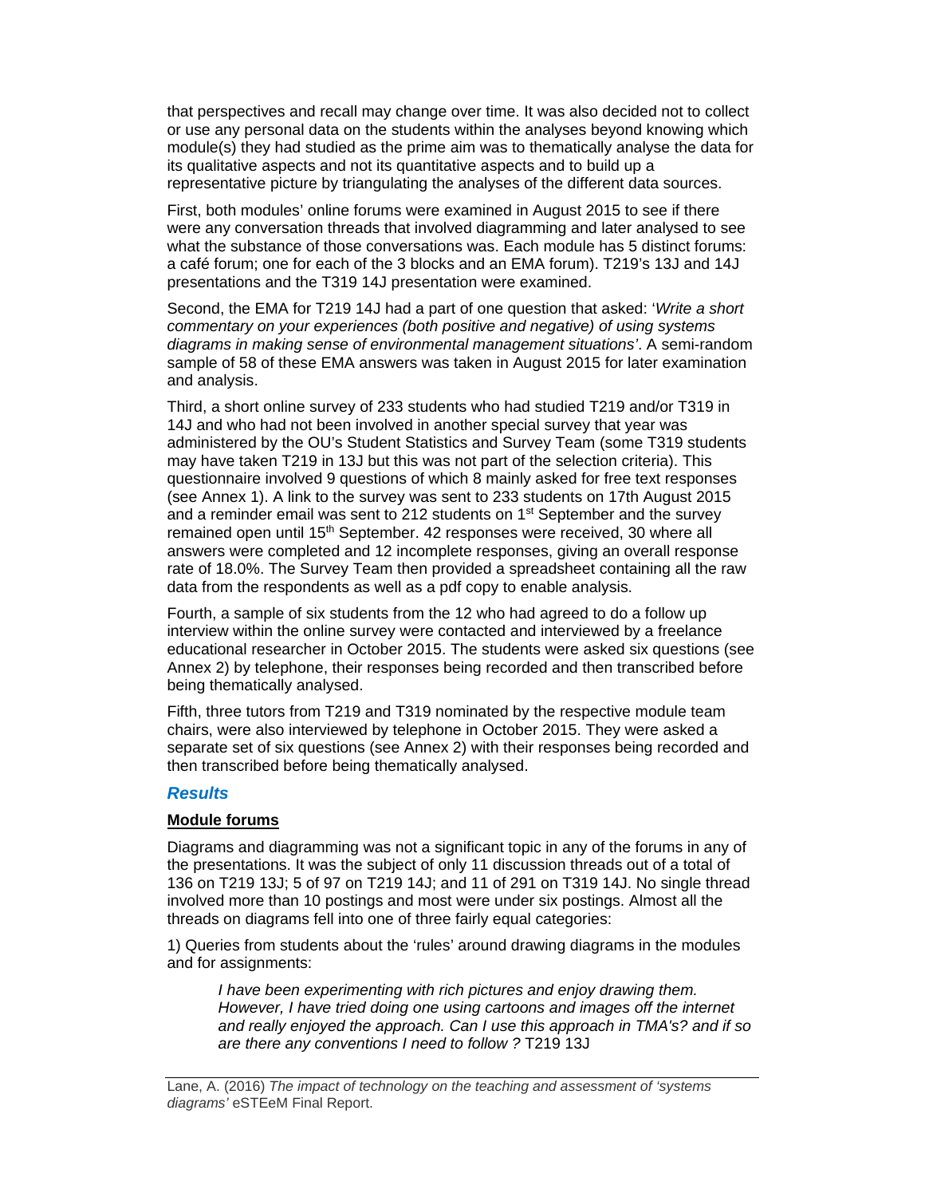that perspectives and recall may change over time. It was also decided not to collect or use any personal data on the students within the analyses beyond knowing which module(s) they had studied as the prime aim was to thematically analyse the data for its qualitative aspects and not its quantitative aspects and to build up a representative picture by triangulating the analyses of the different data sources.

First, both modules' online forums were examined in August 2015 to see if there were any conversation threads that involved diagramming and later analysed to see what the substance of those conversations was. Each module has 5 distinct forums: a café forum; one for each of the 3 blocks and an EMA forum). T219's 13J and 14J presentations and the T319 14J presentation were examined.

Second, the EMA for T219 14J had a part of one question that asked: '*Write a short commentary on your experiences (both positive and negative) of using systems diagrams in making sense of environmental management situations*'. A semi-random sample of 58 of these EMA answers was taken in August 2015 for later examination and analysis.

Third, a short online survey of 233 students who had studied T219 and/or T319 in 14J and who had not been involved in another special survey that year was administered by the OU's Student Statistics and Survey Team (some T319 students may have taken T219 in 13J but this was not part of the selection criteria). This questionnaire involved 9 questions of which 8 mainly asked for free text responses (see Annex 1). A link to the survey was sent to 233 students on 17th August 2015 and a reminder email was sent to 212 students on 1st September and the survey remained open until 15th September. 42 responses were received, 30 where all answers were completed and 12 incomplete responses, giving an overall response rate of 18.0%. The Survey Team then provided a spreadsheet containing all the raw data from the respondents as well as a pdf copy to enable analysis.

Fourth, a sample of six students from the 12 who had agreed to do a follow up interview within the online survey were contacted and interviewed by a freelance educational researcher in October 2015. The students were asked six questions (see Annex 2) by telephone, their responses being recorded and then transcribed before being thematically analysed.

Fifth, three tutors from T219 and T319 nominated by the respective module team chairs, were also interviewed by telephone in October 2015. They were asked a separate set of six questions (see Annex 2) with their responses being recorded and then transcribed before being thematically analysed.

## *Results*

**Module forums**

Diagrams and diagramming was not a significant topic in any of the forums in any of the presentations. It was the subject of only 11 discussion threads out of a total of 136 on T219 13J; 5 of 97 on T219 14J; and 11 of 291 on T319 14J. No single thread involved more than 10 postings and most were under six postings. Almost all the threads on diagrams fell into one of three fairly equal categories:

1) Queries from students about the 'rules' around drawing diagrams in the modules and for assignments:

> *I have been experimenting with rich pictures and enjoy drawing them. However, I have tried doing one using cartoons and images off the internet and really enjoyed the approach. Can I use this approach in TMA's? and if so are there any conventions I need to follow ?* T219 13J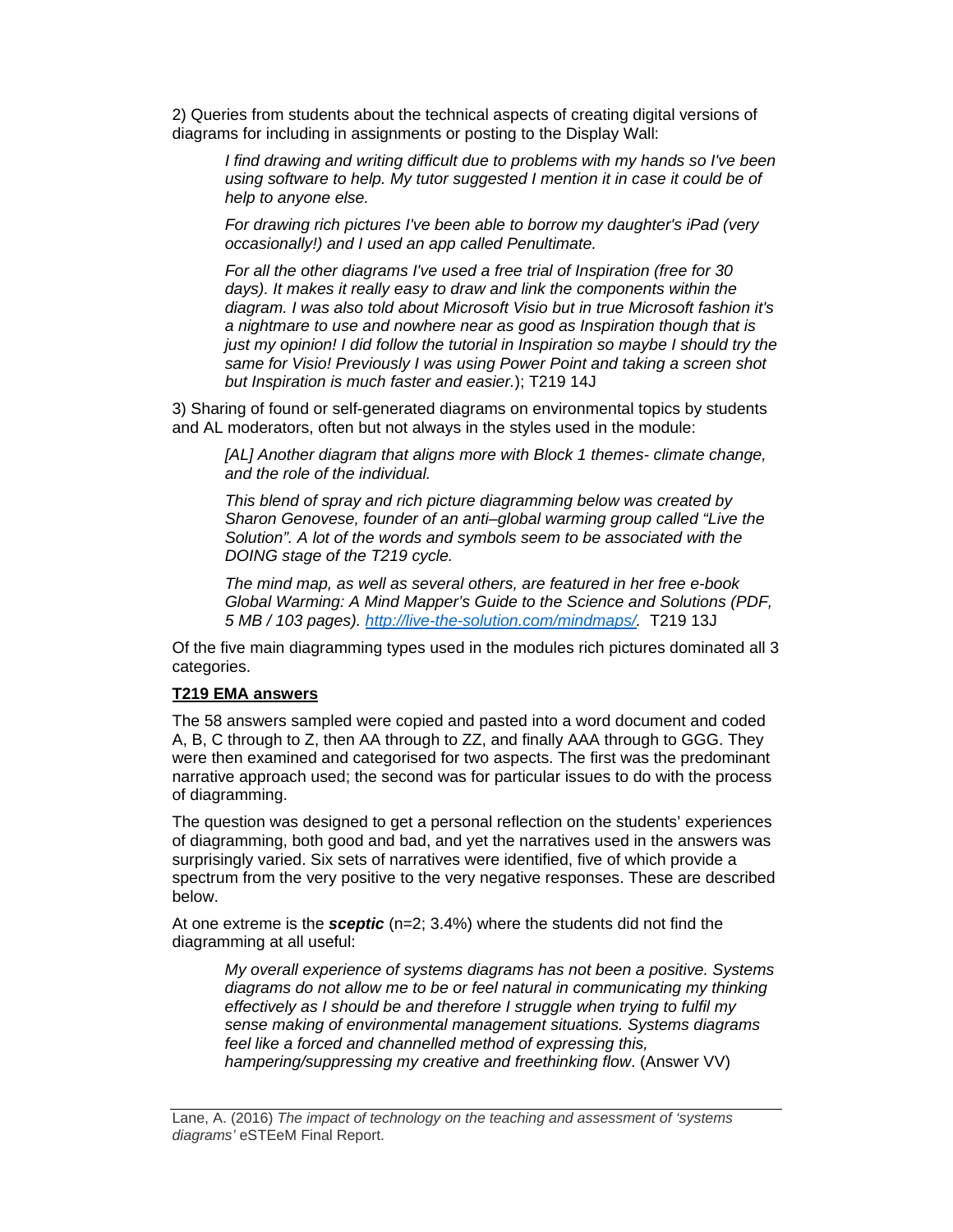2) Queries from students about the technical aspects of creating digital versions of diagrams for including in assignments or posting to the Display Wall:

> *I find drawing and writing difficult due to problems with my hands so I've been using software to help. My tutor suggested I mention it in case it could be of help to anyone else.*
>
> *For drawing rich pictures I've been able to borrow my daughter's iPad (very occasionally!) and I used an app called Penultimate.*
>
> *For all the other diagrams I've used a free trial of Inspiration (free for 30 days). It makes it really easy to draw and link the components within the diagram. I was also told about Microsoft Visio but in true Microsoft fashion it's a nightmare to use and nowhere near as good as Inspiration though that is just my opinion! I did follow the tutorial in Inspiration so maybe I should try the same for Visio! Previously I was using Power Point and taking a screen shot but Inspiration is much faster and easier.*); T219 14J

3) Sharing of found or self-generated diagrams on environmental topics by students and AL moderators, often but not always in the styles used in the module:

> *[AL] Another diagram that aligns more with Block 1 themes- climate change, and the role of the individual.*
>
> *This blend of spray and rich picture diagramming below was created by Sharon Genovese, founder of an anti–global warming group called "Live the Solution". A lot of the words and symbols seem to be associated with the DOING stage of the T219 cycle.*
>
> *The mind map, as well as several others, are featured in her free e-book Global Warming: A Mind Mapper's Guide to the Science and Solutions (PDF, 5 MB / 103 pages). [http://live-the-solution.com/mindmaps/](http://live-the-solution.com/mindmaps/).* T219 13J

Of the five main diagramming types used in the modules rich pictures dominated all 3 categories.

**T219 EMA answers**

The 58 answers sampled were copied and pasted into a word document and coded A, B, C through to Z, then AA through to ZZ, and finally AAA through to GGG. They were then examined and categorised for two aspects. The first was the predominant narrative approach used; the second was for particular issues to do with the process of diagramming.

The question was designed to get a personal reflection on the students' experiences of diagramming, both good and bad, and yet the narratives used in the answers was surprisingly varied. Six sets of narratives were identified, five of which provide a spectrum from the very positive to the very negative responses. These are described below.

At one extreme is the ***sceptic*** (n=2; 3.4%) where the students did not find the diagramming at all useful:

> *My overall experience of systems diagrams has not been a positive. Systems diagrams do not allow me to be or feel natural in communicating my thinking effectively as I should be and therefore I struggle when trying to fulfil my sense making of environmental management situations. Systems diagrams feel like a forced and channelled method of expressing this, hampering/suppressing my creative and freethinking flow*. (Answer VV)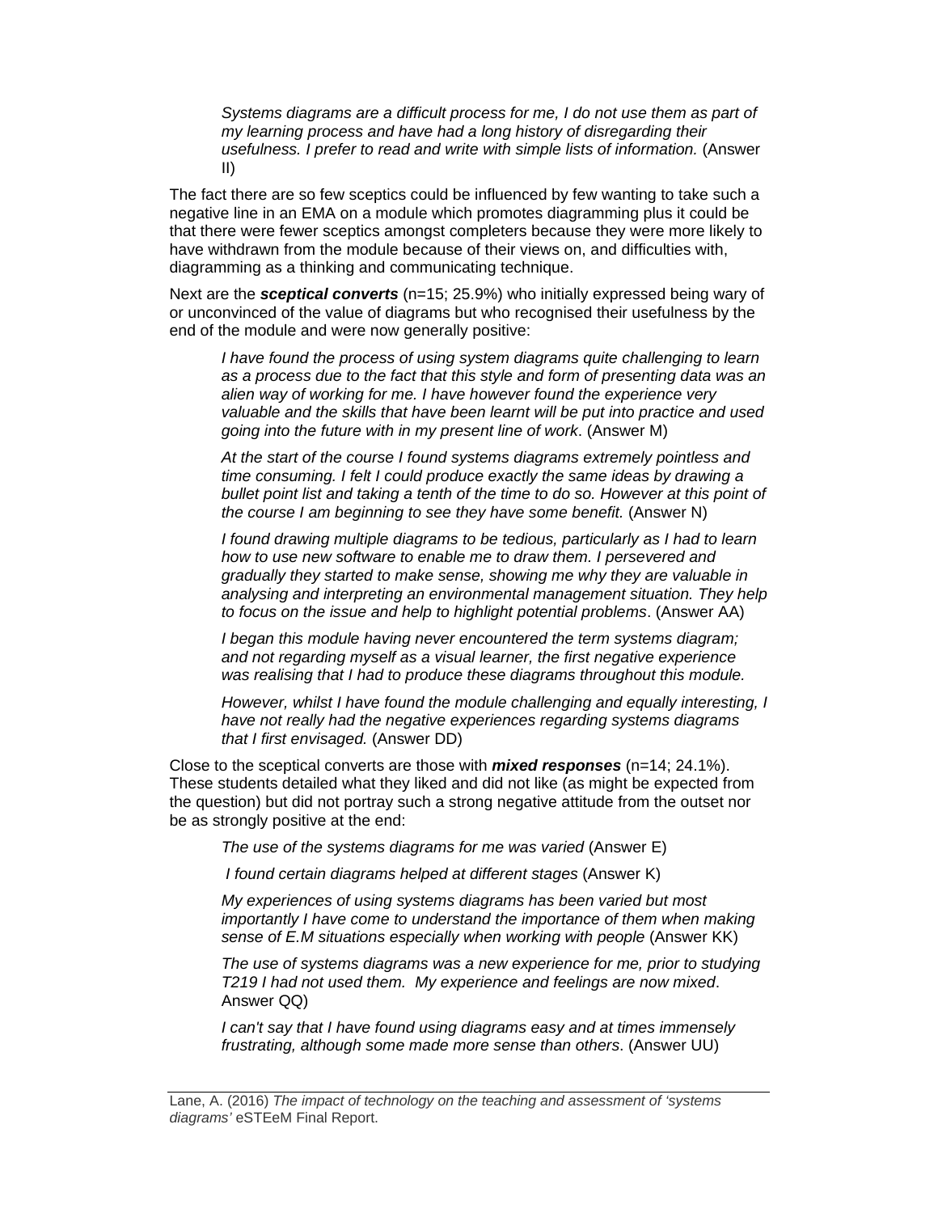> *Systems diagrams are a difficult process for me, I do not use them as part of my learning process and have had a long history of disregarding their usefulness. I prefer to read and write with simple lists of information.* (Answer II)

The fact there are so few sceptics could be influenced by few wanting to take such a negative line in an EMA on a module which promotes diagramming plus it could be that there were fewer sceptics amongst completers because they were more likely to have withdrawn from the module because of their views on, and difficulties with, diagramming as a thinking and communicating technique.

Next are the ***sceptical converts*** (n=15; 25.9%) who initially expressed being wary of or unconvinced of the value of diagrams but who recognised their usefulness by the end of the module and were now generally positive:

> *I have found the process of using system diagrams quite challenging to learn as a process due to the fact that this style and form of presenting data was an alien way of working for me. I have however found the experience very valuable and the skills that have been learnt will be put into practice and used going into the future with in my present line of work*. (Answer M)

> *At the start of the course I found systems diagrams extremely pointless and time consuming. I felt I could produce exactly the same ideas by drawing a bullet point list and taking a tenth of the time to do so. However at this point of the course I am beginning to see they have some benefit.* (Answer N)

> *I found drawing multiple diagrams to be tedious, particularly as I had to learn how to use new software to enable me to draw them. I persevered and gradually they started to make sense, showing me why they are valuable in analysing and interpreting an environmental management situation. They help to focus on the issue and help to highlight potential problems*. (Answer AA)

> *I began this module having never encountered the term systems diagram; and not regarding myself as a visual learner, the first negative experience was realising that I had to produce these diagrams throughout this module.*
>
> *However, whilst I have found the module challenging and equally interesting, I have not really had the negative experiences regarding systems diagrams that I first envisaged.* (Answer DD)

Close to the sceptical converts are those with ***mixed responses*** (n=14; 24.1%). These students detailed what they liked and did not like (as might be expected from the question) but did not portray such a strong negative attitude from the outset nor be as strongly positive at the end:

> *The use of the systems diagrams for me was varied* (Answer E)

> *I found certain diagrams helped at different stages* (Answer K)

> *My experiences of using systems diagrams has been varied but most importantly I have come to understand the importance of them when making sense of E.M situations especially when working with people* (Answer KK)

> *The use of systems diagrams was a new experience for me, prior to studying T219 I had not used them. My experience and feelings are now mixed*. Answer QQ)

> *I can't say that I have found using diagrams easy and at times immensely frustrating, although some made more sense than others*. (Answer UU)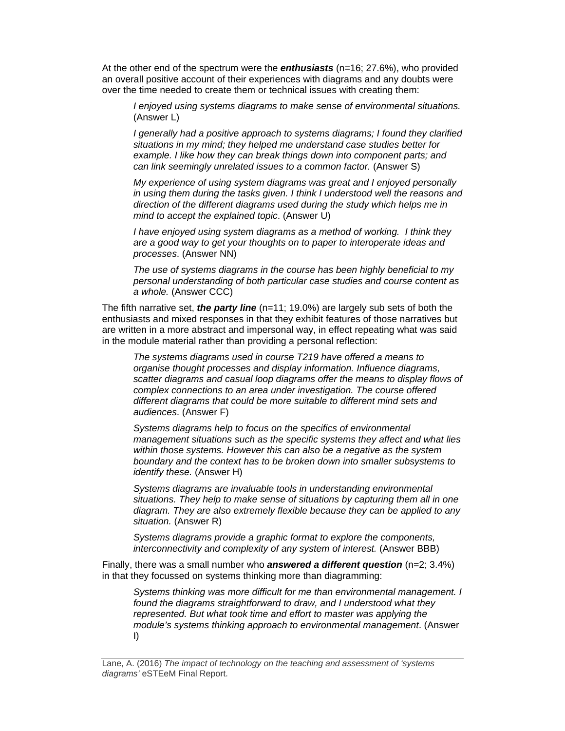At the other end of the spectrum were the ***enthusiasts*** (n=16; 27.6%), who provided an overall positive account of their experiences with diagrams and any doubts were over the time needed to create them or technical issues with creating them:

> *I enjoyed using systems diagrams to make sense of environmental situations.* (Answer L)
>
> *I generally had a positive approach to systems diagrams; I found they clarified situations in my mind; they helped me understand case studies better for example. I like how they can break things down into component parts; and can link seemingly unrelated issues to a common factor.* (Answer S)
>
> *My experience of using system diagrams was great and I enjoyed personally in using them during the tasks given. I think I understood well the reasons and direction of the different diagrams used during the study which helps me in mind to accept the explained topic*. (Answer U)
>
> *I have enjoyed using system diagrams as a method of working. I think they are a good way to get your thoughts on to paper to interoperate ideas and processes*. (Answer NN)
>
> *The use of systems diagrams in the course has been highly beneficial to my personal understanding of both particular case studies and course content as a whole.* (Answer CCC)

The fifth narrative set, ***the party line*** (n=11; 19.0%) are largely sub sets of both the enthusiasts and mixed responses in that they exhibit features of those narratives but are written in a more abstract and impersonal way, in effect repeating what was said in the module material rather than providing a personal reflection:

> *The systems diagrams used in course T219 have offered a means to organise thought processes and display information. Influence diagrams, scatter diagrams and casual loop diagrams offer the means to display flows of complex connections to an area under investigation. The course offered different diagrams that could be more suitable to different mind sets and audiences*. (Answer F)
>
> *Systems diagrams help to focus on the specifics of environmental management situations such as the specific systems they affect and what lies within those systems. However this can also be a negative as the system boundary and the context has to be broken down into smaller subsystems to identify these.* (Answer H)
>
> *Systems diagrams are invaluable tools in understanding environmental situations. They help to make sense of situations by capturing them all in one diagram. They are also extremely flexible because they can be applied to any situation.* (Answer R)
>
> *Systems diagrams provide a graphic format to explore the components, interconnectivity and complexity of any system of interest.* (Answer BBB)

Finally, there was a small number who ***answered a different question*** (n=2; 3.4%) in that they focussed on systems thinking more than diagramming:

> *Systems thinking was more difficult for me than environmental management. I found the diagrams straightforward to draw, and I understood what they represented. But what took time and effort to master was applying the module's systems thinking approach to environmental management*. (Answer I)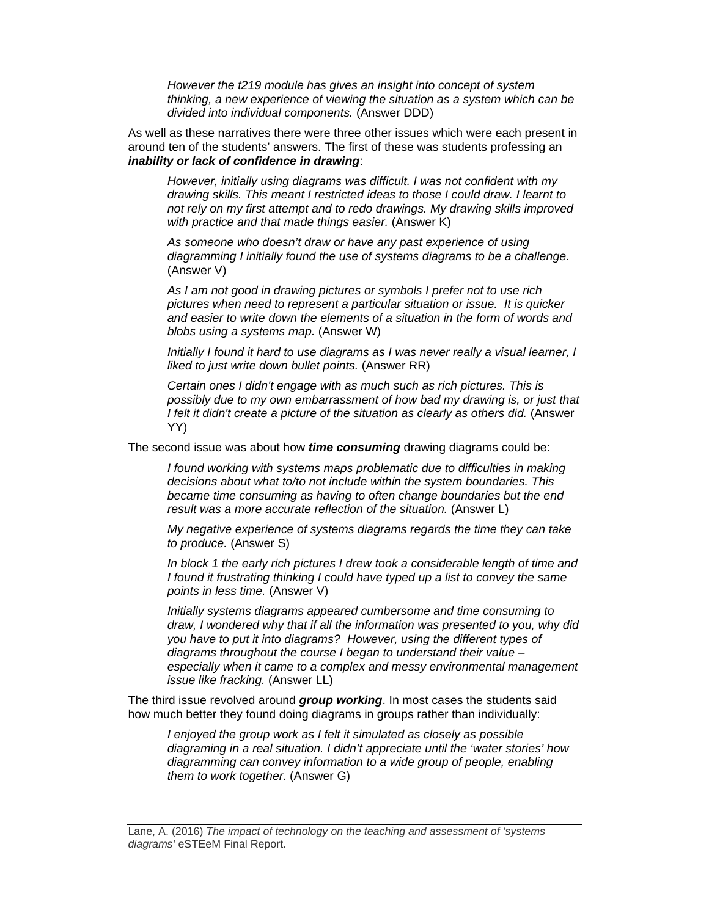> *However the t219 module has gives an insight into concept of system thinking, a new experience of viewing the situation as a system which can be divided into individual components.* (Answer DDD)

As well as these narratives there were three other issues which were each present in around ten of the students' answers. The first of these was students professing an ***inability or lack of confidence in drawing***:

> *However, initially using diagrams was difficult. I was not confident with my drawing skills. This meant I restricted ideas to those I could draw. I learnt to not rely on my first attempt and to redo drawings. My drawing skills improved with practice and that made things easier.* (Answer K)

> *As someone who doesn't draw or have any past experience of using diagramming I initially found the use of systems diagrams to be a challenge*. (Answer V)

> *As I am not good in drawing pictures or symbols I prefer not to use rich pictures when need to represent a particular situation or issue. It is quicker and easier to write down the elements of a situation in the form of words and blobs using a systems map.* (Answer W)

> *Initially I found it hard to use diagrams as I was never really a visual learner, I liked to just write down bullet points.* (Answer RR)

> *Certain ones I didn't engage with as much such as rich pictures. This is possibly due to my own embarrassment of how bad my drawing is, or just that I felt it didn't create a picture of the situation as clearly as others did.* (Answer YY)

The second issue was about how ***time consuming*** drawing diagrams could be:

> *I found working with systems maps problematic due to difficulties in making decisions about what to/to not include within the system boundaries. This became time consuming as having to often change boundaries but the end result was a more accurate reflection of the situation.* (Answer L)

> *My negative experience of systems diagrams regards the time they can take to produce.* (Answer S)

> *In block 1 the early rich pictures I drew took a considerable length of time and I found it frustrating thinking I could have typed up a list to convey the same points in less time.* (Answer V)

> *Initially systems diagrams appeared cumbersome and time consuming to draw, I wondered why that if all the information was presented to you, why did you have to put it into diagrams? However, using the different types of diagrams throughout the course I began to understand their value – especially when it came to a complex and messy environmental management issue like fracking.* (Answer LL)

The third issue revolved around ***group working***. In most cases the students said how much better they found doing diagrams in groups rather than individually:

> *I enjoyed the group work as I felt it simulated as closely as possible diagraming in a real situation. I didn't appreciate until the 'water stories' how diagramming can convey information to a wide group of people, enabling them to work together.* (Answer G)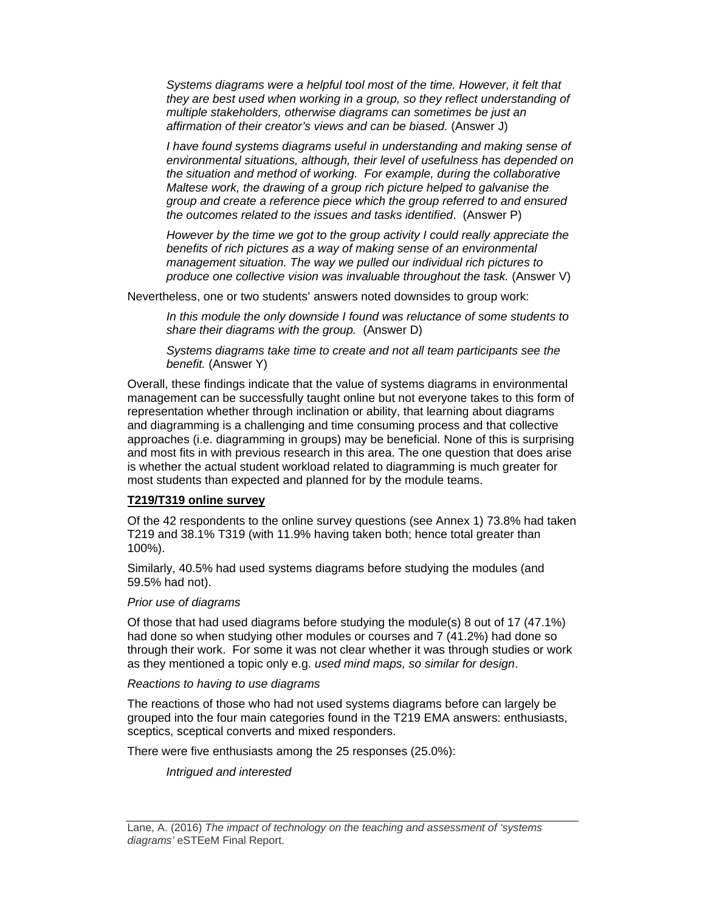> *Systems diagrams were a helpful tool most of the time. However, it felt that they are best used when working in a group, so they reflect understanding of multiple stakeholders, otherwise diagrams can sometimes be just an affirmation of their creator's views and can be biased.* (Answer J)

> *I have found systems diagrams useful in understanding and making sense of environmental situations, although, their level of usefulness has depended on the situation and method of working. For example, during the collaborative Maltese work, the drawing of a group rich picture helped to galvanise the group and create a reference piece which the group referred to and ensured the outcomes related to the issues and tasks identified*. (Answer P)

> *However by the time we got to the group activity I could really appreciate the benefits of rich pictures as a way of making sense of an environmental management situation. The way we pulled our individual rich pictures to produce one collective vision was invaluable throughout the task.* (Answer V)

Nevertheless, one or two students' answers noted downsides to group work:

> *In this module the only downside I found was reluctance of some students to share their diagrams with the group.* (Answer D)

> *Systems diagrams take time to create and not all team participants see the benefit.* (Answer Y)

Overall, these findings indicate that the value of systems diagrams in environmental management can be successfully taught online but not everyone takes to this form of representation whether through inclination or ability, that learning about diagrams and diagramming is a challenging and time consuming process and that collective approaches (i.e. diagramming in groups) may be beneficial. None of this is surprising and most fits in with previous research in this area. The one question that does arise is whether the actual student workload related to diagramming is much greater for most students than expected and planned for by the module teams.

**T219/T319 online survey**

Of the 42 respondents to the online survey questions (see Annex 1) 73.8% had taken T219 and 38.1% T319 (with 11.9% having taken both; hence total greater than 100%).

Similarly, 40.5% had used systems diagrams before studying the modules (and 59.5% had not).

*Prior use of diagrams*

Of those that had used diagrams before studying the module(s) 8 out of 17 (47.1%) had done so when studying other modules or courses and 7 (41.2%) had done so through their work. For some it was not clear whether it was through studies or work as they mentioned a topic only e.g. *used mind maps, so similar for design*.

*Reactions to having to use diagrams*

The reactions of those who had not used systems diagrams before can largely be grouped into the four main categories found in the T219 EMA answers: enthusiasts, sceptics, sceptical converts and mixed responders.

There were five enthusiasts among the 25 responses (25.0%):

> *Intrigued and interested*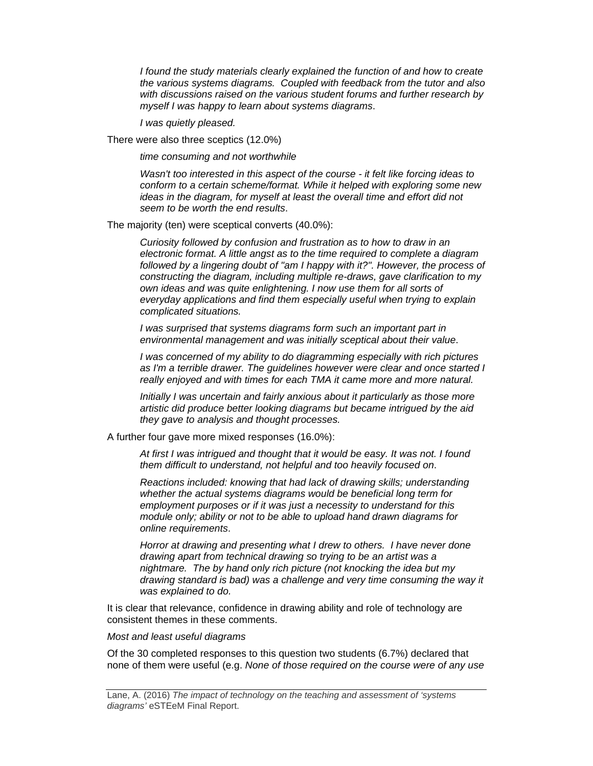> *I found the study materials clearly explained the function of and how to create the various systems diagrams. Coupled with feedback from the tutor and also with discussions raised on the various student forums and further research by myself I was happy to learn about systems diagrams*.
>
> *I was quietly pleased.*

There were also three sceptics (12.0%)

> *time consuming and not worthwhile*
>
> *Wasn't too interested in this aspect of the course - it felt like forcing ideas to conform to a certain scheme/format. While it helped with exploring some new ideas in the diagram, for myself at least the overall time and effort did not seem to be worth the end results*.

The majority (ten) were sceptical converts (40.0%):

> *Curiosity followed by confusion and frustration as to how to draw in an electronic format. A little angst as to the time required to complete a diagram followed by a lingering doubt of "am I happy with it?". However, the process of constructing the diagram, including multiple re-draws, gave clarification to my own ideas and was quite enlightening. I now use them for all sorts of everyday applications and find them especially useful when trying to explain complicated situations.*
>
> *I was surprised that systems diagrams form such an important part in environmental management and was initially sceptical about their value*.
>
> *I was concerned of my ability to do diagramming especially with rich pictures as I'm a terrible drawer. The guidelines however were clear and once started I really enjoyed and with times for each TMA it came more and more natural.*
>
> *Initially I was uncertain and fairly anxious about it particularly as those more artistic did produce better looking diagrams but became intrigued by the aid they gave to analysis and thought processes.*

A further four gave more mixed responses (16.0%):

> *At first I was intrigued and thought that it would be easy. It was not. I found them difficult to understand, not helpful and too heavily focused on*.
>
> *Reactions included: knowing that had lack of drawing skills; understanding whether the actual systems diagrams would be beneficial long term for employment purposes or if it was just a necessity to understand for this module only; ability or not to be able to upload hand drawn diagrams for online requirements*.
>
> *Horror at drawing and presenting what I drew to others. I have never done drawing apart from technical drawing so trying to be an artist was a nightmare. The by hand only rich picture (not knocking the idea but my drawing standard is bad) was a challenge and very time consuming the way it was explained to do.*

It is clear that relevance, confidence in drawing ability and role of technology are consistent themes in these comments.

*Most and least useful diagrams*

Of the 30 completed responses to this question two students (6.7%) declared that none of them were useful (e.g. *None of those required on the course were of any use*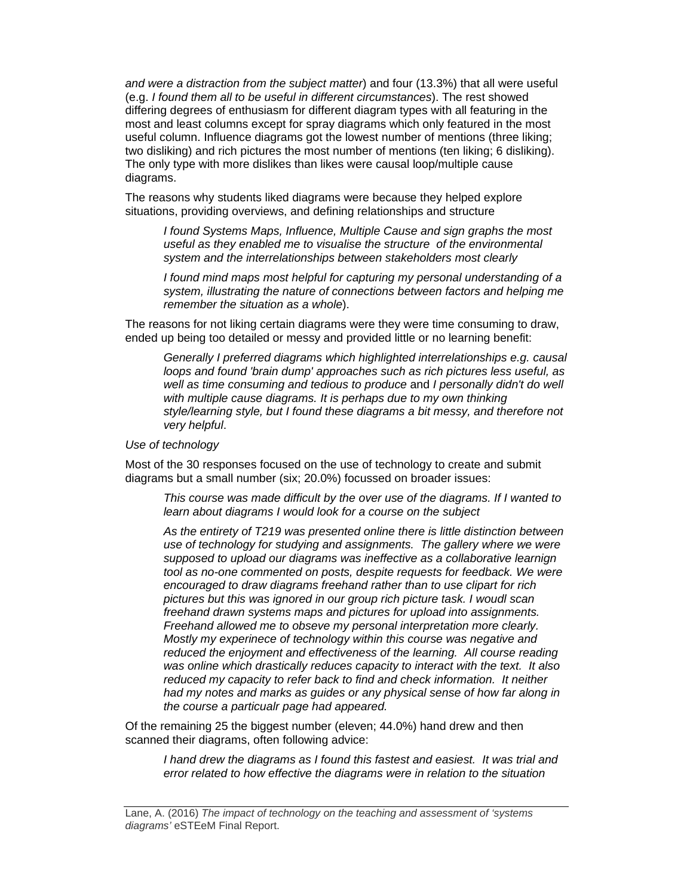*and were a distraction from the subject matter*) and four (13.3%) that all were useful (e.g. *I found them all to be useful in different circumstances*). The rest showed differing degrees of enthusiasm for different diagram types with all featuring in the most and least columns except for spray diagrams which only featured in the most useful column. Influence diagrams got the lowest number of mentions (three liking; two disliking) and rich pictures the most number of mentions (ten liking; 6 disliking). The only type with more dislikes than likes were causal loop/multiple cause diagrams.

The reasons why students liked diagrams were because they helped explore situations, providing overviews, and defining relationships and structure

> *I found Systems Maps, Influence, Multiple Cause and sign graphs the most useful as they enabled me to visualise the structure of the environmental system and the interrelationships between stakeholders most clearly*

> *I found mind maps most helpful for capturing my personal understanding of a system, illustrating the nature of connections between factors and helping me remember the situation as a whole*).

The reasons for not liking certain diagrams were they were time consuming to draw, ended up being too detailed or messy and provided little or no learning benefit:

> *Generally I preferred diagrams which highlighted interrelationships e.g. causal loops and found 'brain dump' approaches such as rich pictures less useful, as well as time consuming and tedious to produce* and *I personally didn't do well with multiple cause diagrams. It is perhaps due to my own thinking style/learning style, but I found these diagrams a bit messy, and therefore not very helpful*.

*Use of technology*

Most of the 30 responses focused on the use of technology to create and submit diagrams but a small number (six; 20.0%) focussed on broader issues:

> *This course was made difficult by the over use of the diagrams. If I wanted to learn about diagrams I would look for a course on the subject*

> *As the entirety of T219 was presented online there is little distinction between use of technology for studying and assignments. The gallery where we were supposed to upload our diagrams was ineffective as a collaborative learnign tool as no-one commented on posts, despite requests for feedback. We were encouraged to draw diagrams freehand rather than to use clipart for rich pictures but this was ignored in our group rich picture task. I woudl scan freehand drawn systems maps and pictures for upload into assignments. Freehand allowed me to obseve my personal interpretation more clearly. Mostly my experinece of technology within this course was negative and reduced the enjoyment and effectiveness of the learning. All course reading was online which drastically reduces capacity to interact with the text. It also reduced my capacity to refer back to find and check information. It neither had my notes and marks as guides or any physical sense of how far along in the course a particualr page had appeared.*

Of the remaining 25 the biggest number (eleven; 44.0%) hand drew and then scanned their diagrams, often following advice:

> *I hand drew the diagrams as I found this fastest and easiest. It was trial and error related to how effective the diagrams were in relation to the situation*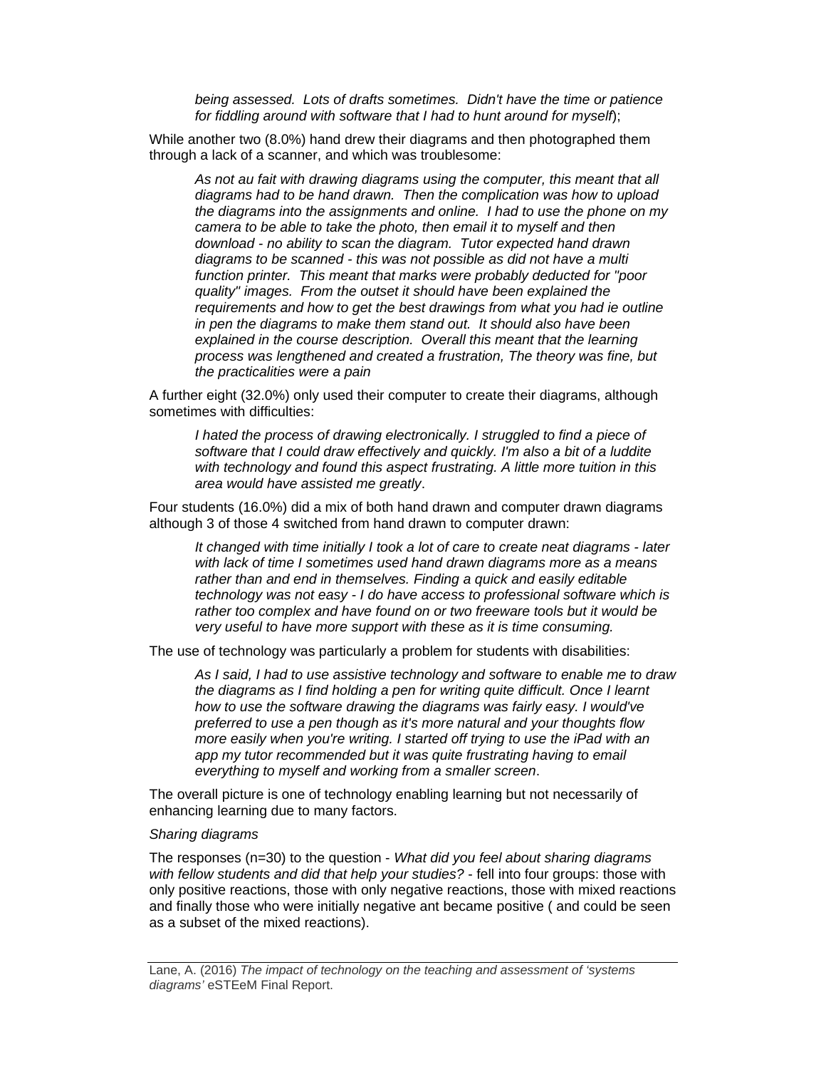> *being assessed. Lots of drafts sometimes. Didn't have the time or patience for fiddling around with software that I had to hunt around for myself*);

While another two (8.0%) hand drew their diagrams and then photographed them through a lack of a scanner, and which was troublesome:

> *As not au fait with drawing diagrams using the computer, this meant that all diagrams had to be hand drawn. Then the complication was how to upload the diagrams into the assignments and online. I had to use the phone on my camera to be able to take the photo, then email it to myself and then download - no ability to scan the diagram. Tutor expected hand drawn diagrams to be scanned - this was not possible as did not have a multi function printer. This meant that marks were probably deducted for "poor quality" images. From the outset it should have been explained the requirements and how to get the best drawings from what you had ie outline in pen the diagrams to make them stand out. It should also have been explained in the course description. Overall this meant that the learning process was lengthened and created a frustration, The theory was fine, but the practicalities were a pain*

A further eight (32.0%) only used their computer to create their diagrams, although sometimes with difficulties:

> *I hated the process of drawing electronically. I struggled to find a piece of software that I could draw effectively and quickly. I'm also a bit of a luddite with technology and found this aspect frustrating. A little more tuition in this area would have assisted me greatly*.

Four students (16.0%) did a mix of both hand drawn and computer drawn diagrams although 3 of those 4 switched from hand drawn to computer drawn:

> *It changed with time initially I took a lot of care to create neat diagrams - later with lack of time I sometimes used hand drawn diagrams more as a means rather than and end in themselves. Finding a quick and easily editable technology was not easy - I do have access to professional software which is rather too complex and have found on or two freeware tools but it would be very useful to have more support with these as it is time consuming.*

The use of technology was particularly a problem for students with disabilities:

> *As I said, I had to use assistive technology and software to enable me to draw the diagrams as I find holding a pen for writing quite difficult. Once I learnt how to use the software drawing the diagrams was fairly easy. I would've preferred to use a pen though as it's more natural and your thoughts flow more easily when you're writing. I started off trying to use the iPad with an app my tutor recommended but it was quite frustrating having to email everything to myself and working from a smaller screen*.

The overall picture is one of technology enabling learning but not necessarily of enhancing learning due to many factors.

*Sharing diagrams*

The responses (n=30) to the question - *What did you feel about sharing diagrams with fellow students and did that help your studies?* - fell into four groups: those with only positive reactions, those with only negative reactions, those with mixed reactions and finally those who were initially negative ant became positive ( and could be seen as a subset of the mixed reactions).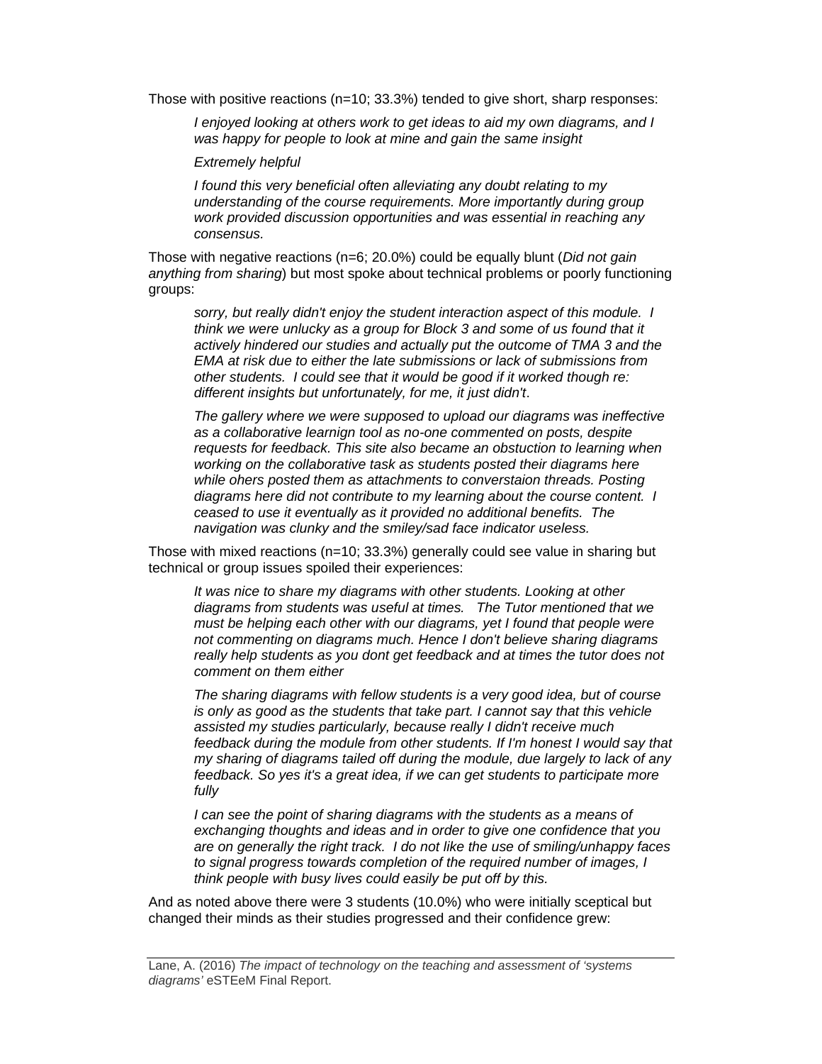Those with positive reactions (n=10; 33.3%) tended to give short, sharp responses:

> *I enjoyed looking at others work to get ideas to aid my own diagrams, and I was happy for people to look at mine and gain the same insight*
>
> *Extremely helpful*
>
> *I found this very beneficial often alleviating any doubt relating to my understanding of the course requirements. More importantly during group work provided discussion opportunities and was essential in reaching any consensus.*

Those with negative reactions (n=6; 20.0%) could be equally blunt (*Did not gain anything from sharing*) but most spoke about technical problems or poorly functioning groups:

> *sorry, but really didn't enjoy the student interaction aspect of this module. I think we were unlucky as a group for Block 3 and some of us found that it actively hindered our studies and actually put the outcome of TMA 3 and the EMA at risk due to either the late submissions or lack of submissions from other students. I could see that it would be good if it worked though re: different insights but unfortunately, for me, it just didn't.*
>
> *The gallery where we were supposed to upload our diagrams was ineffective as a collaborative learnign tool as no-one commented on posts, despite requests for feedback. This site also became an obstuction to learning when working on the collaborative task as students posted their diagrams here while ohers posted them as attachments to converstaion threads. Posting diagrams here did not contribute to my learning about the course content. I ceased to use it eventually as it provided no additional benefits. The navigation was clunky and the smiley/sad face indicator useless.*

Those with mixed reactions (n=10; 33.3%) generally could see value in sharing but technical or group issues spoiled their experiences:

> *It was nice to share my diagrams with other students. Looking at other diagrams from students was useful at times. The Tutor mentioned that we must be helping each other with our diagrams, yet I found that people were not commenting on diagrams much. Hence I don't believe sharing diagrams really help students as you dont get feedback and at times the tutor does not comment on them either*
>
> *The sharing diagrams with fellow students is a very good idea, but of course is only as good as the students that take part. I cannot say that this vehicle assisted my studies particularly, because really I didn't receive much feedback during the module from other students. If I'm honest I would say that my sharing of diagrams tailed off during the module, due largely to lack of any feedback. So yes it's a great idea, if we can get students to participate more fully*
>
> *I can see the point of sharing diagrams with the students as a means of exchanging thoughts and ideas and in order to give one confidence that you are on generally the right track. I do not like the use of smiling/unhappy faces to signal progress towards completion of the required number of images, I think people with busy lives could easily be put off by this.*

And as noted above there were 3 students (10.0%) who were initially sceptical but changed their minds as their studies progressed and their confidence grew: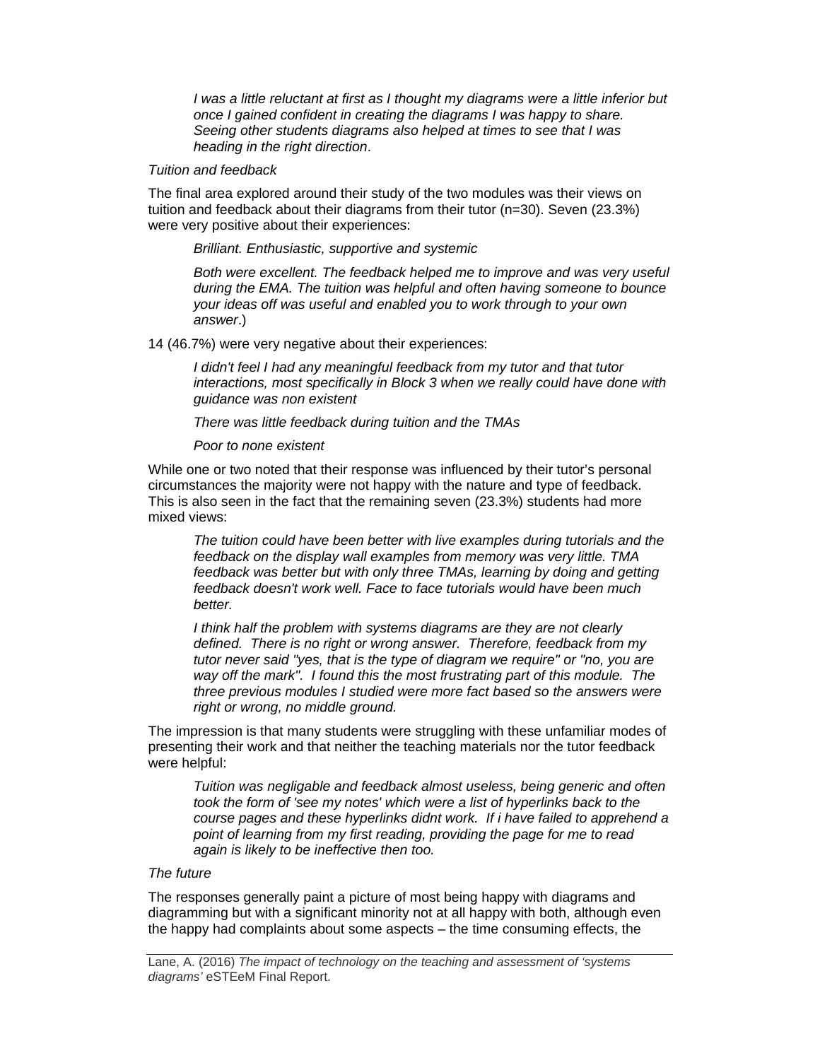> *I was a little reluctant at first as I thought my diagrams were a little inferior but once I gained confident in creating the diagrams I was happy to share. Seeing other students diagrams also helped at times to see that I was heading in the right direction*.

*Tuition and feedback*

The final area explored around their study of the two modules was their views on tuition and feedback about their diagrams from their tutor (n=30). Seven (23.3%) were very positive about their experiences:

> *Brilliant. Enthusiastic, supportive and systemic*
>
> *Both were excellent. The feedback helped me to improve and was very useful during the EMA. The tuition was helpful and often having someone to bounce your ideas off was useful and enabled you to work through to your own answer*.)

14 (46.7%) were very negative about their experiences:

> *I didn't feel I had any meaningful feedback from my tutor and that tutor interactions, most specifically in Block 3 when we really could have done with guidance was non existent*
>
> *There was little feedback during tuition and the TMAs*
>
> *Poor to none existent*

While one or two noted that their response was influenced by their tutor's personal circumstances the majority were not happy with the nature and type of feedback. This is also seen in the fact that the remaining seven (23.3%) students had more mixed views:

> *The tuition could have been better with live examples during tutorials and the feedback on the display wall examples from memory was very little. TMA feedback was better but with only three TMAs, learning by doing and getting feedback doesn't work well. Face to face tutorials would have been much better.*
>
> *I think half the problem with systems diagrams are they are not clearly defined. There is no right or wrong answer. Therefore, feedback from my tutor never said "yes, that is the type of diagram we require" or "no, you are way off the mark". I found this the most frustrating part of this module. The three previous modules I studied were more fact based so the answers were right or wrong, no middle ground.*

The impression is that many students were struggling with these unfamiliar modes of presenting their work and that neither the teaching materials nor the tutor feedback were helpful:

> *Tuition was negligable and feedback almost useless, being generic and often took the form of 'see my notes' which were a list of hyperlinks back to the course pages and these hyperlinks didnt work. If i have failed to apprehend a point of learning from my first reading, providing the page for me to read again is likely to be ineffective then too.*

*The future*

The responses generally paint a picture of most being happy with diagrams and diagramming but with a significant minority not at all happy with both, although even the happy had complaints about some aspects – the time consuming effects, the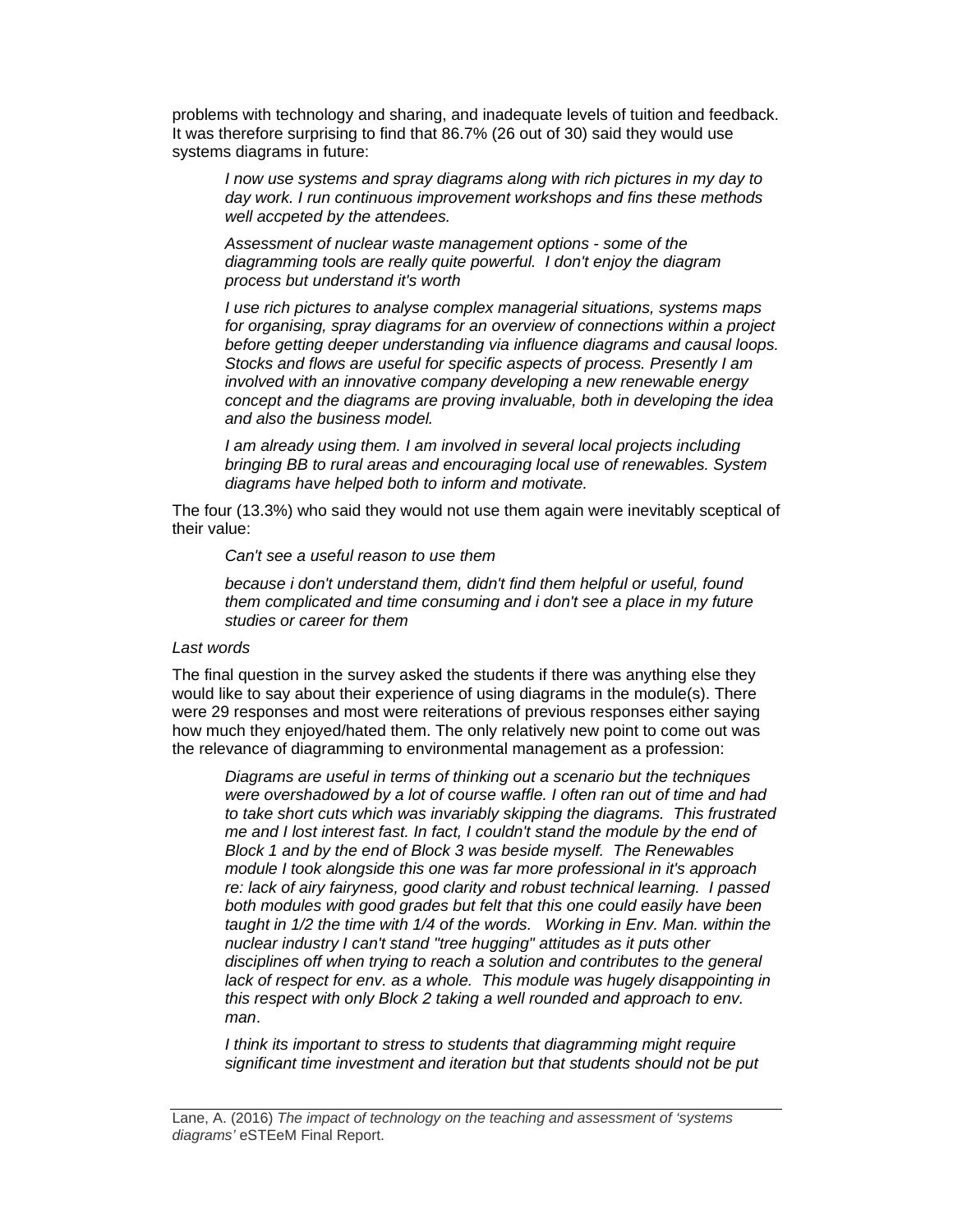problems with technology and sharing, and inadequate levels of tuition and feedback. It was therefore surprising to find that 86.7% (26 out of 30) said they would use systems diagrams in future:

> *I now use systems and spray diagrams along with rich pictures in my day to day work. I run continuous improvement workshops and fins these methods well accpeted by the attendees.*

> *Assessment of nuclear waste management options - some of the diagramming tools are really quite powerful. I don't enjoy the diagram process but understand it's worth*

> *I use rich pictures to analyse complex managerial situations, systems maps for organising, spray diagrams for an overview of connections within a project before getting deeper understanding via influence diagrams and causal loops. Stocks and flows are useful for specific aspects of process. Presently I am involved with an innovative company developing a new renewable energy concept and the diagrams are proving invaluable, both in developing the idea and also the business model.*

> *I am already using them. I am involved in several local projects including bringing BB to rural areas and encouraging local use of renewables. System diagrams have helped both to inform and motivate.*

The four (13.3%) who said they would not use them again were inevitably sceptical of their value:

> *Can't see a useful reason to use them*

> *because i don't understand them, didn't find them helpful or useful, found them complicated and time consuming and i don't see a place in my future studies or career for them*

*Last words*

The final question in the survey asked the students if there was anything else they would like to say about their experience of using diagrams in the module(s). There were 29 responses and most were reiterations of previous responses either saying how much they enjoyed/hated them. The only relatively new point to come out was the relevance of diagramming to environmental management as a profession:

> *Diagrams are useful in terms of thinking out a scenario but the techniques were overshadowed by a lot of course waffle. I often ran out of time and had to take short cuts which was invariably skipping the diagrams. This frustrated me and I lost interest fast. In fact, I couldn't stand the module by the end of Block 1 and by the end of Block 3 was beside myself. The Renewables module I took alongside this one was far more professional in it's approach re: lack of airy fairyness, good clarity and robust technical learning. I passed both modules with good grades but felt that this one could easily have been taught in 1/2 the time with 1/4 of the words. Working in Env. Man. within the nuclear industry I can't stand "tree hugging" attitudes as it puts other disciplines off when trying to reach a solution and contributes to the general lack of respect for env. as a whole. This module was hugely disappointing in this respect with only Block 2 taking a well rounded and approach to env. man.*

> *I think its important to stress to students that diagramming might require significant time investment and iteration but that students should not be put*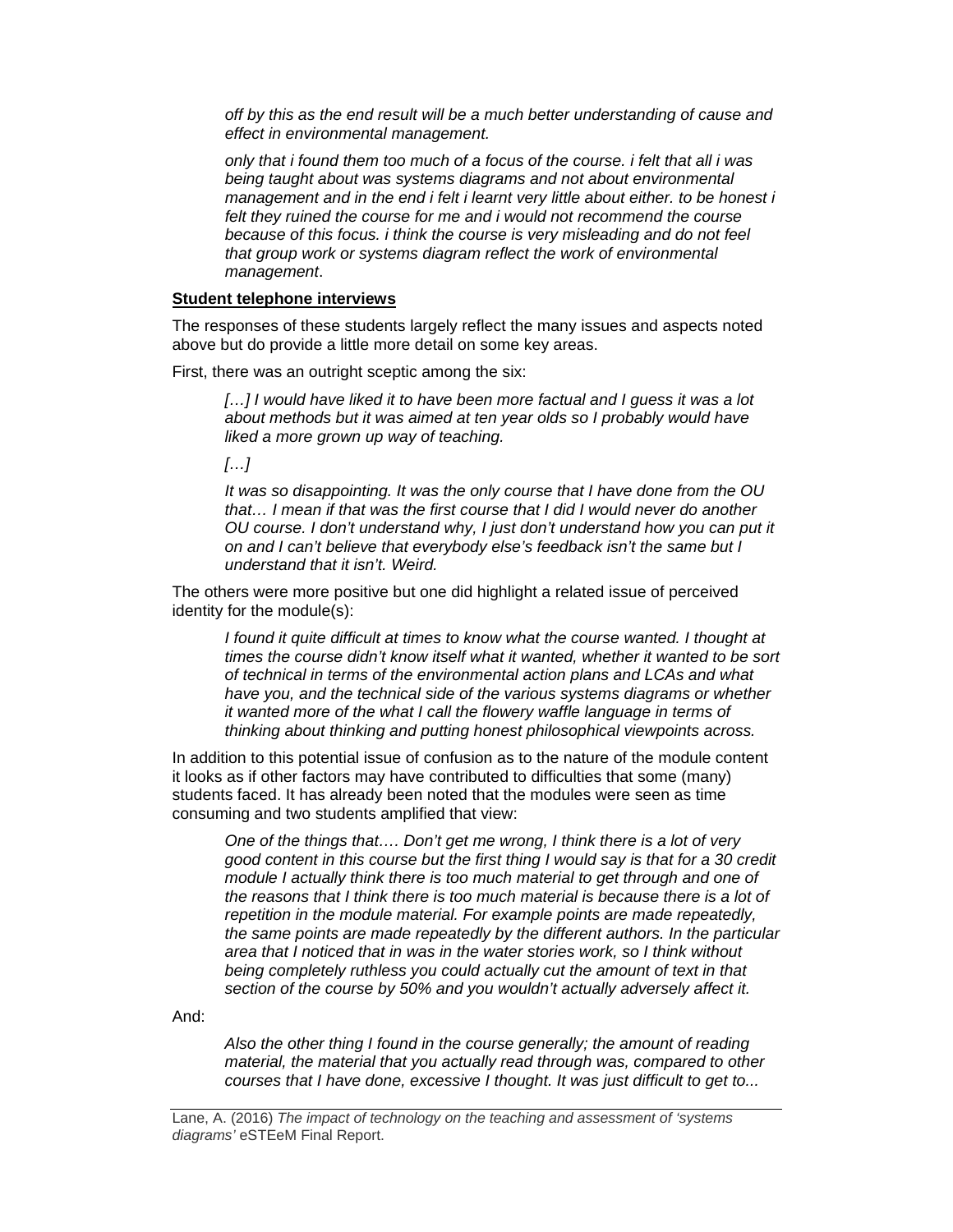*off by this as the end result will be a much better understanding of cause and effect in environmental management.*

*only that i found them too much of a focus of the course. i felt that all i was being taught about was systems diagrams and not about environmental management and in the end i felt i learnt very little about either. to be honest i felt they ruined the course for me and i would not recommend the course because of this focus. i think the course is very misleading and do not feel that group work or systems diagram reflect the work of environmental management*.

**Student telephone interviews**

The responses of these students largely reflect the many issues and aspects noted above but do provide a little more detail on some key areas.

First, there was an outright sceptic among the six:

> *[…] I would have liked it to have been more factual and I guess it was a lot about methods but it was aimed at ten year olds so I probably would have liked a more grown up way of teaching.*
>
> *[…]*
>
> *It was so disappointing. It was the only course that I have done from the OU that… I mean if that was the first course that I did I would never do another OU course. I don't understand why, I just don't understand how you can put it on and I can't believe that everybody else's feedback isn't the same but I understand that it isn't. Weird.*

The others were more positive but one did highlight a related issue of perceived identity for the module(s):

> *I found it quite difficult at times to know what the course wanted. I thought at times the course didn't know itself what it wanted, whether it wanted to be sort of technical in terms of the environmental action plans and LCAs and what have you, and the technical side of the various systems diagrams or whether it wanted more of the what I call the flowery waffle language in terms of thinking about thinking and putting honest philosophical viewpoints across.*

In addition to this potential issue of confusion as to the nature of the module content it looks as if other factors may have contributed to difficulties that some (many) students faced. It has already been noted that the modules were seen as time consuming and two students amplified that view:

> *One of the things that…. Don't get me wrong, I think there is a lot of very good content in this course but the first thing I would say is that for a 30 credit module I actually think there is too much material to get through and one of the reasons that I think there is too much material is because there is a lot of repetition in the module material. For example points are made repeatedly, the same points are made repeatedly by the different authors. In the particular area that I noticed that in was in the water stories work, so I think without being completely ruthless you could actually cut the amount of text in that section of the course by 50% and you wouldn't actually adversely affect it.*

And:

> *Also the other thing I found in the course generally; the amount of reading material, the material that you actually read through was, compared to other courses that I have done, excessive I thought. It was just difficult to get to...*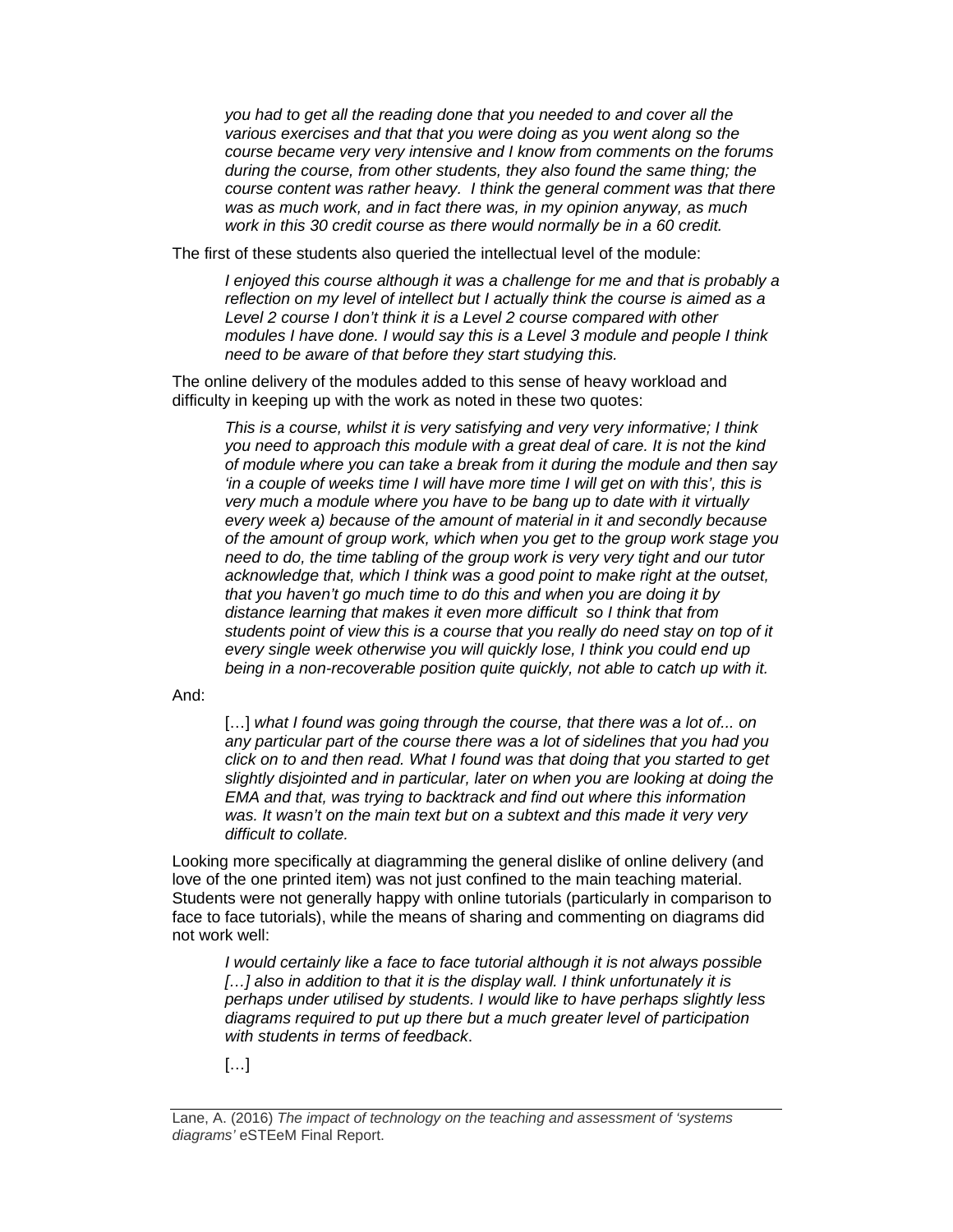> *you had to get all the reading done that you needed to and cover all the various exercises and that that you were doing as you went along so the course became very very intensive and I know from comments on the forums during the course, from other students, they also found the same thing; the course content was rather heavy. I think the general comment was that there was as much work, and in fact there was, in my opinion anyway, as much work in this 30 credit course as there would normally be in a 60 credit.*

The first of these students also queried the intellectual level of the module:

> *I enjoyed this course although it was a challenge for me and that is probably a reflection on my level of intellect but I actually think the course is aimed as a Level 2 course I don't think it is a Level 2 course compared with other modules I have done. I would say this is a Level 3 module and people I think need to be aware of that before they start studying this.*

The online delivery of the modules added to this sense of heavy workload and difficulty in keeping up with the work as noted in these two quotes:

> *This is a course, whilst it is very satisfying and very very informative; I think you need to approach this module with a great deal of care. It is not the kind of module where you can take a break from it during the module and then say 'in a couple of weeks time I will have more time I will get on with this', this is very much a module where you have to be bang up to date with it virtually every week a) because of the amount of material in it and secondly because of the amount of group work, which when you get to the group work stage you need to do, the time tabling of the group work is very very tight and our tutor acknowledge that, which I think was a good point to make right at the outset, that you haven't go much time to do this and when you are doing it by distance learning that makes it even more difficult so I think that from students point of view this is a course that you really do need stay on top of it every single week otherwise you will quickly lose, I think you could end up being in a non-recoverable position quite quickly, not able to catch up with it.*

And:

> […] *what I found was going through the course, that there was a lot of... on any particular part of the course there was a lot of sidelines that you had you click on to and then read. What I found was that doing that you started to get slightly disjointed and in particular, later on when you are looking at doing the EMA and that, was trying to backtrack and find out where this information was. It wasn't on the main text but on a subtext and this made it very very difficult to collate.*

Looking more specifically at diagramming the general dislike of online delivery (and love of the one printed item) was not just confined to the main teaching material. Students were not generally happy with online tutorials (particularly in comparison to face to face tutorials), while the means of sharing and commenting on diagrams did not work well:

> *I would certainly like a face to face tutorial although it is not always possible […] also in addition to that it is the display wall. I think unfortunately it is perhaps under utilised by students. I would like to have perhaps slightly less diagrams required to put up there but a much greater level of participation with students in terms of feedback*.
>
> […]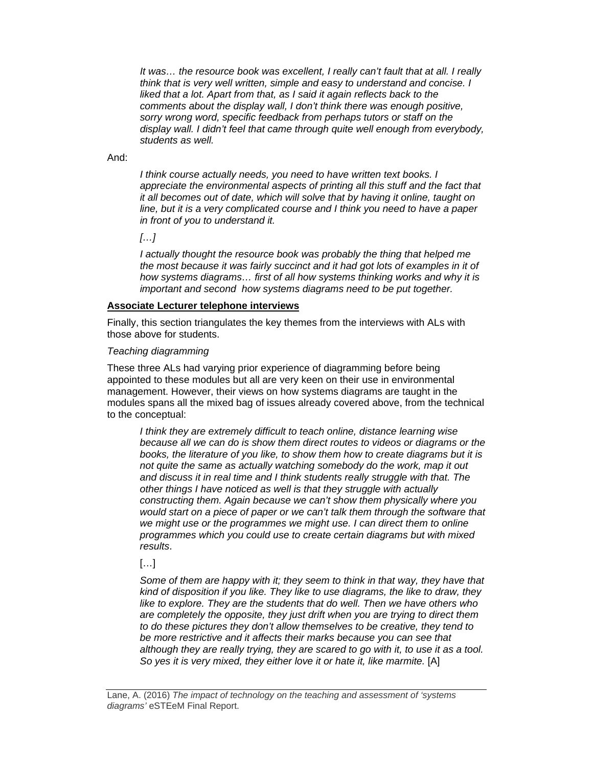> *It was… the resource book was excellent, I really can't fault that at all. I really think that is very well written, simple and easy to understand and concise. I liked that a lot. Apart from that, as I said it again reflects back to the comments about the display wall, I don't think there was enough positive, sorry wrong word, specific feedback from perhaps tutors or staff on the display wall. I didn't feel that came through quite well enough from everybody, students as well.*

And:

> *I think course actually needs, you need to have written text books. I appreciate the environmental aspects of printing all this stuff and the fact that it all becomes out of date, which will solve that by having it online, taught on line, but it is a very complicated course and I think you need to have a paper in front of you to understand it.*
>
> *[…]*
>
> *I actually thought the resource book was probably the thing that helped me the most because it was fairly succinct and it had got lots of examples in it of how systems diagrams… first of all how systems thinking works and why it is important and second how systems diagrams need to be put together.*

**Associate Lecturer telephone interviews**

Finally, this section triangulates the key themes from the interviews with ALs with those above for students.

*Teaching diagramming*

These three ALs had varying prior experience of diagramming before being appointed to these modules but all are very keen on their use in environmental management. However, their views on how systems diagrams are taught in the modules spans all the mixed bag of issues already covered above, from the technical to the conceptual:

> *I think they are extremely difficult to teach online, distance learning wise because all we can do is show them direct routes to videos or diagrams or the books, the literature of you like, to show them how to create diagrams but it is not quite the same as actually watching somebody do the work, map it out and discuss it in real time and I think students really struggle with that. The other things I have noticed as well is that they struggle with actually constructing them. Again because we can't show them physically where you would start on a piece of paper or we can't talk them through the software that we might use or the programmes we might use. I can direct them to online programmes which you could use to create certain diagrams but with mixed results*.
>
> […]
>
> *Some of them are happy with it; they seem to think in that way, they have that kind of disposition if you like. They like to use diagrams, the like to draw, they like to explore. They are the students that do well. Then we have others who are completely the opposite, they just drift when you are trying to direct them to do these pictures they don't allow themselves to be creative, they tend to be more restrictive and it affects their marks because you can see that although they are really trying, they are scared to go with it, to use it as a tool. So yes it is very mixed, they either love it or hate it, like marmite.* [A]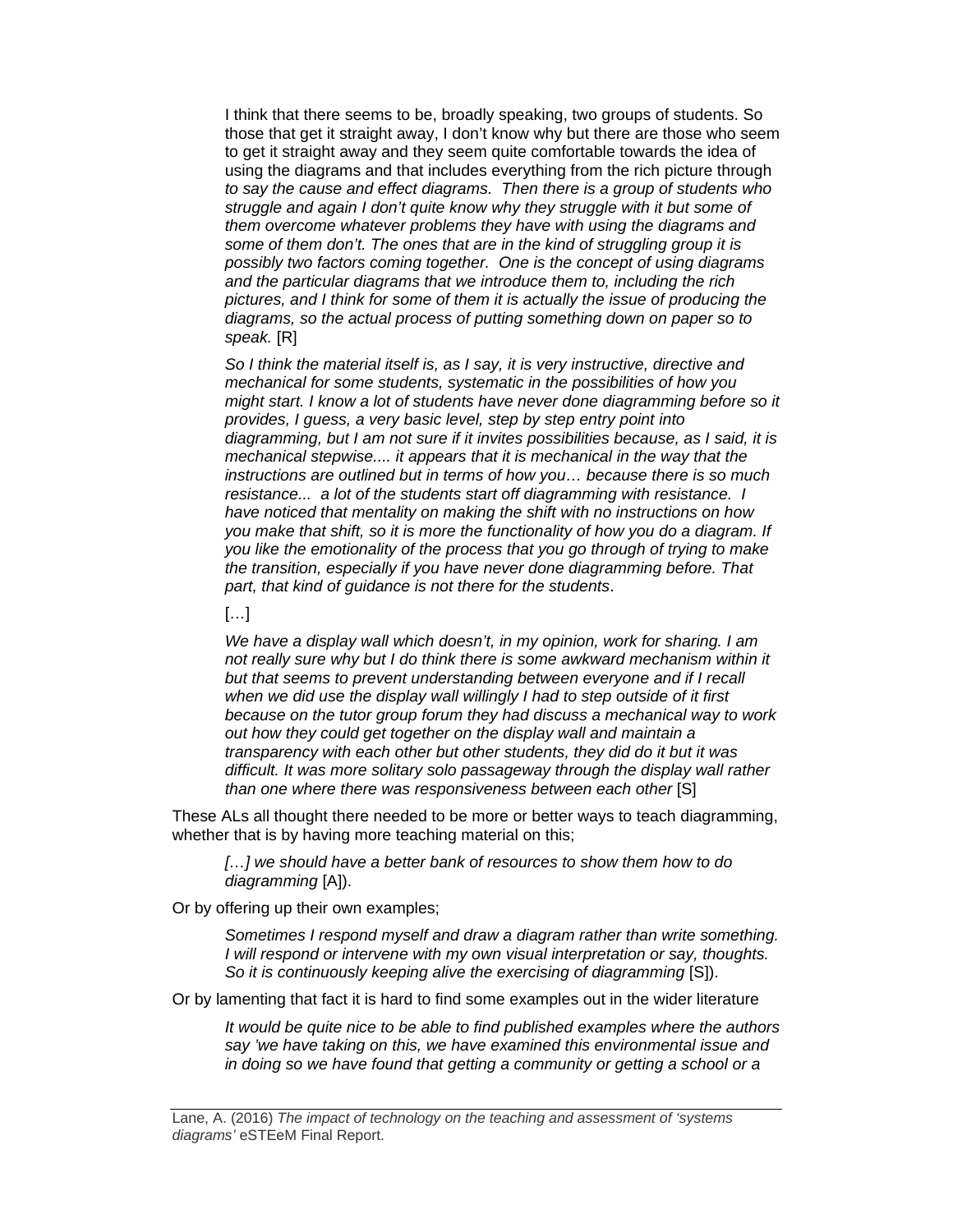> I think that there seems to be, broadly speaking, two groups of students. So those that get it straight away, I don't know why but there are those who seem to get it straight away and they seem quite comfortable towards the idea of using the diagrams and that includes everything from the rich picture through *to say the cause and effect diagrams. Then there is a group of students who struggle and again I don't quite know why they struggle with it but some of them overcome whatever problems they have with using the diagrams and some of them don't. The ones that are in the kind of struggling group it is possibly two factors coming together. One is the concept of using diagrams and the particular diagrams that we introduce them to, including the rich pictures, and I think for some of them it is actually the issue of producing the diagrams, so the actual process of putting something down on paper so to speak.* [R]
>
> *So I think the material itself is, as I say, it is very instructive, directive and mechanical for some students, systematic in the possibilities of how you might start. I know a lot of students have never done diagramming before so it provides, I guess, a very basic level, step by step entry point into diagramming, but I am not sure if it invites possibilities because, as I said, it is mechanical stepwise.... it appears that it is mechanical in the way that the instructions are outlined but in terms of how you… because there is so much resistance... a lot of the students start off diagramming with resistance. I have noticed that mentality on making the shift with no instructions on how you make that shift, so it is more the functionality of how you do a diagram. If you like the emotionality of the process that you go through of trying to make the transition, especially if you have never done diagramming before. That part, that kind of guidance is not there for the students*.
>
> […]
>
> *We have a display wall which doesn't, in my opinion, work for sharing. I am not really sure why but I do think there is some awkward mechanism within it but that seems to prevent understanding between everyone and if I recall when we did use the display wall willingly I had to step outside of it first because on the tutor group forum they had discuss a mechanical way to work out how they could get together on the display wall and maintain a transparency with each other but other students, they did do it but it was difficult. It was more solitary solo passageway through the display wall rather than one where there was responsiveness between each other* [S]

These ALs all thought there needed to be more or better ways to teach diagramming, whether that is by having more teaching material on this;

> *[…] we should have a better bank of resources to show them how to do diagramming* [A]).

Or by offering up their own examples;

> *Sometimes I respond myself and draw a diagram rather than write something. I will respond or intervene with my own visual interpretation or say, thoughts. So it is continuously keeping alive the exercising of diagramming* [S]).

Or by lamenting that fact it is hard to find some examples out in the wider literature

> *It would be quite nice to be able to find published examples where the authors say 'we have taking on this, we have examined this environmental issue and in doing so we have found that getting a community or getting a school or a*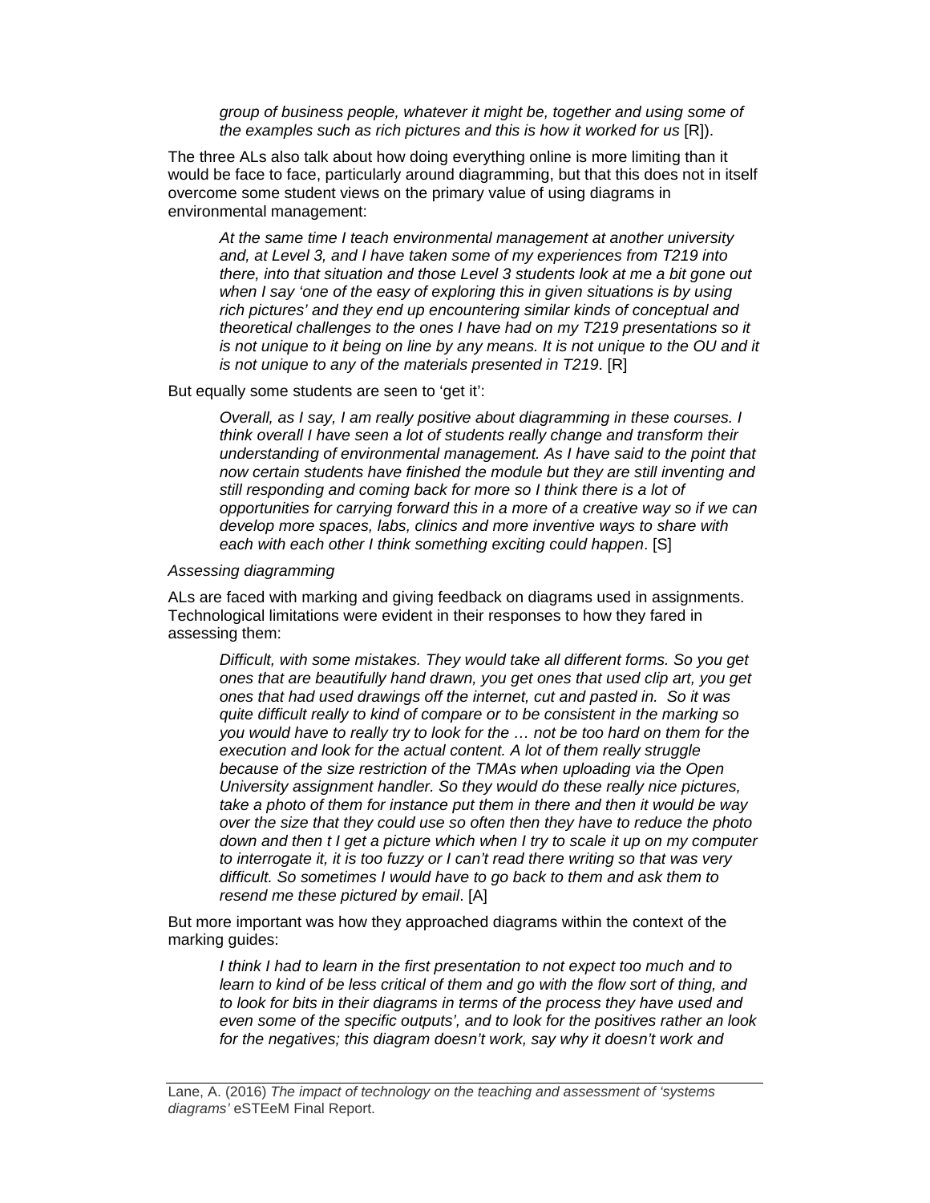*group of business people, whatever it might be, together and using some of the examples such as rich pictures and this is how it worked for us* [R]).

The three ALs also talk about how doing everything online is more limiting than it would be face to face, particularly around diagramming, but that this does not in itself overcome some student views on the primary value of using diagrams in environmental management:

> *At the same time I teach environmental management at another university and, at Level 3, and I have taken some of my experiences from T219 into there, into that situation and those Level 3 students look at me a bit gone out when I say 'one of the easy of exploring this in given situations is by using rich pictures' and they end up encountering similar kinds of conceptual and theoretical challenges to the ones I have had on my T219 presentations so it is not unique to it being on line by any means. It is not unique to the OU and it is not unique to any of the materials presented in T219*. [R]

But equally some students are seen to 'get it':

> *Overall, as I say, I am really positive about diagramming in these courses. I think overall I have seen a lot of students really change and transform their understanding of environmental management. As I have said to the point that now certain students have finished the module but they are still inventing and still responding and coming back for more so I think there is a lot of opportunities for carrying forward this in a more of a creative way so if we can develop more spaces, labs, clinics and more inventive ways to share with each with each other I think something exciting could happen*. [S]

*Assessing diagramming*

ALs are faced with marking and giving feedback on diagrams used in assignments. Technological limitations were evident in their responses to how they fared in assessing them:

> *Difficult, with some mistakes. They would take all different forms. So you get ones that are beautifully hand drawn, you get ones that used clip art, you get ones that had used drawings off the internet, cut and pasted in. So it was quite difficult really to kind of compare or to be consistent in the marking so you would have to really try to look for the … not be too hard on them for the execution and look for the actual content. A lot of them really struggle because of the size restriction of the TMAs when uploading via the Open University assignment handler. So they would do these really nice pictures, take a photo of them for instance put them in there and then it would be way over the size that they could use so often then they have to reduce the photo down and then t I get a picture which when I try to scale it up on my computer to interrogate it, it is too fuzzy or I can't read there writing so that was very difficult. So sometimes I would have to go back to them and ask them to resend me these pictured by email*. [A]

But more important was how they approached diagrams within the context of the marking guides:

> *I think I had to learn in the first presentation to not expect too much and to learn to kind of be less critical of them and go with the flow sort of thing, and to look for bits in their diagrams in terms of the process they have used and even some of the specific outputs', and to look for the positives rather an look for the negatives; this diagram doesn't work, say why it doesn't work and*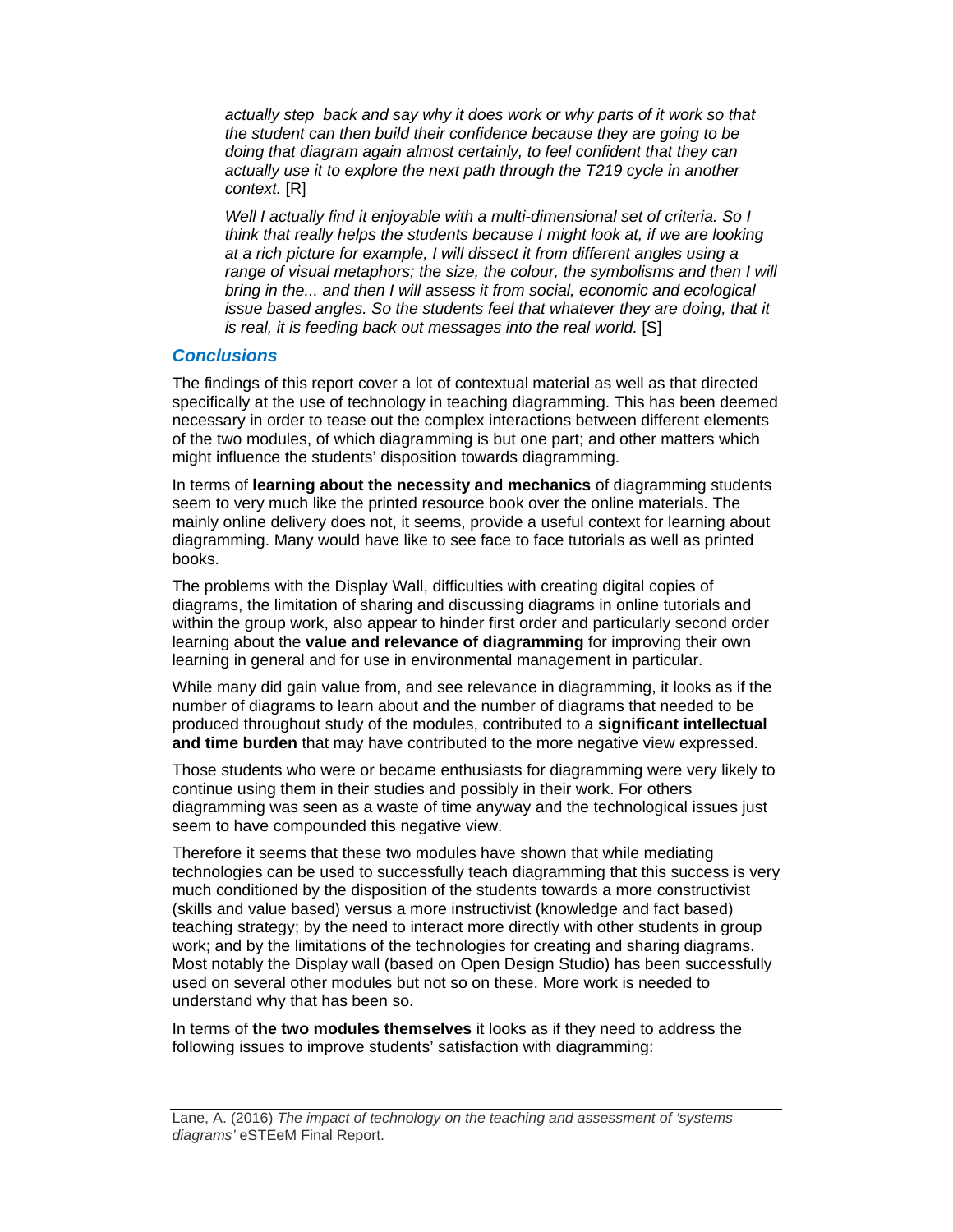*actually step back and say why it does work or why parts of it work so that the student can then build their confidence because they are going to be doing that diagram again almost certainly, to feel confident that they can actually use it to explore the next path through the T219 cycle in another context.* [R]

*Well I actually find it enjoyable with a multi-dimensional set of criteria. So I think that really helps the students because I might look at, if we are looking at a rich picture for example, I will dissect it from different angles using a range of visual metaphors; the size, the colour, the symbolisms and then I will bring in the... and then I will assess it from social, economic and ecological issue based angles. So the students feel that whatever they are doing, that it is real, it is feeding back out messages into the real world.* [S]

## Conclusions

The findings of this report cover a lot of contextual material as well as that directed specifically at the use of technology in teaching diagramming. This has been deemed necessary in order to tease out the complex interactions between different elements of the two modules, of which diagramming is but one part; and other matters which might influence the students' disposition towards diagramming.

In terms of **learning about the necessity and mechanics** of diagramming students seem to very much like the printed resource book over the online materials. The mainly online delivery does not, it seems, provide a useful context for learning about diagramming. Many would have like to see face to face tutorials as well as printed books.

The problems with the Display Wall, difficulties with creating digital copies of diagrams, the limitation of sharing and discussing diagrams in online tutorials and within the group work, also appear to hinder first order and particularly second order learning about the **value and relevance of diagramming** for improving their own learning in general and for use in environmental management in particular.

While many did gain value from, and see relevance in diagramming, it looks as if the number of diagrams to learn about and the number of diagrams that needed to be produced throughout study of the modules, contributed to a **significant intellectual and time burden** that may have contributed to the more negative view expressed.

Those students who were or became enthusiasts for diagramming were very likely to continue using them in their studies and possibly in their work. For others diagramming was seen as a waste of time anyway and the technological issues just seem to have compounded this negative view.

Therefore it seems that these two modules have shown that while mediating technologies can be used to successfully teach diagramming that this success is very much conditioned by the disposition of the students towards a more constructivist (skills and value based) versus a more instructivist (knowledge and fact based) teaching strategy; by the need to interact more directly with other students in group work; and by the limitations of the technologies for creating and sharing diagrams. Most notably the Display wall (based on Open Design Studio) has been successfully used on several other modules but not so on these. More work is needed to understand why that has been so.

In terms of **the two modules themselves** it looks as if they need to address the following issues to improve students' satisfaction with diagramming: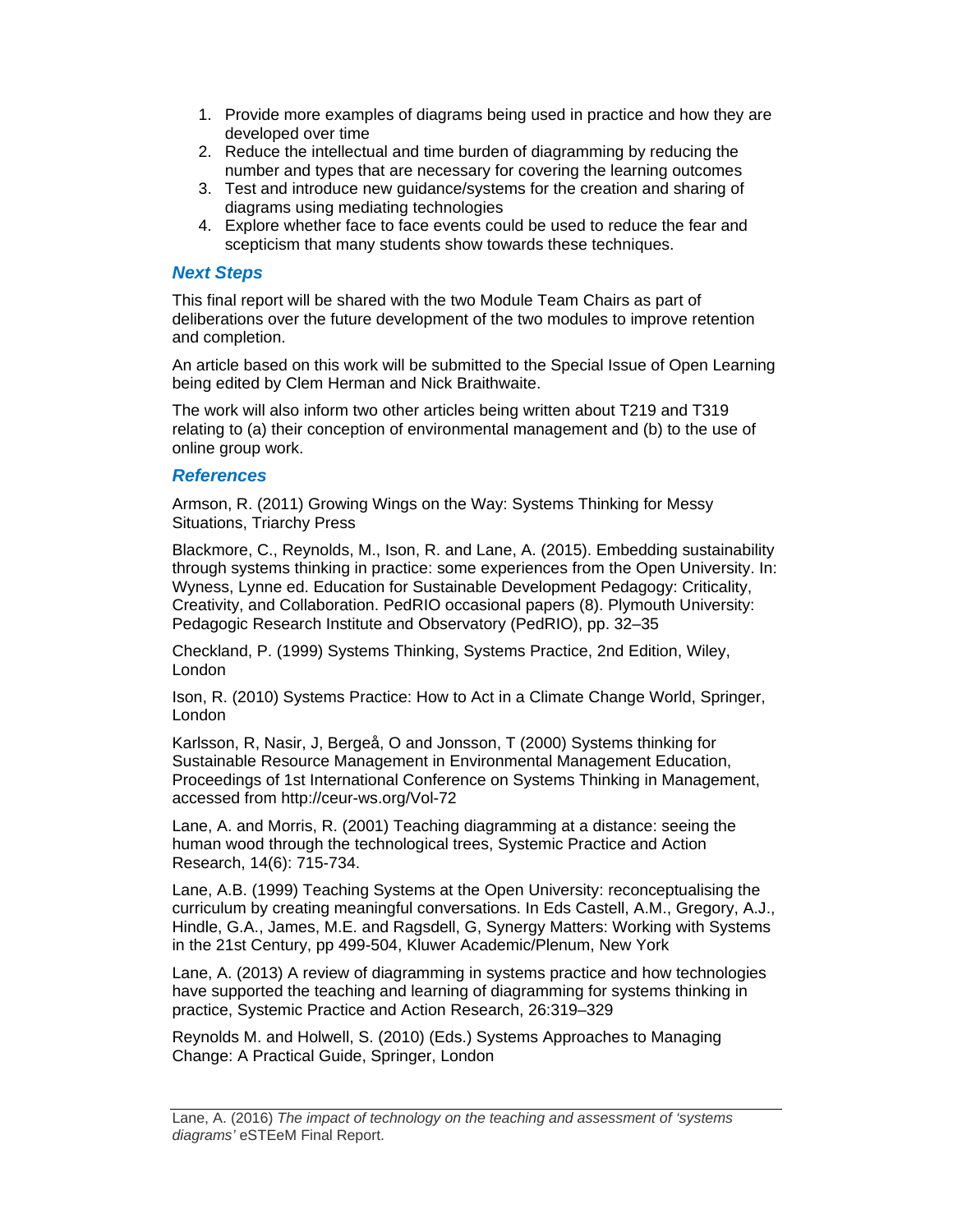1. Provide more examples of diagrams being used in practice and how they are developed over time
2. Reduce the intellectual and time burden of diagramming by reducing the number and types that are necessary for covering the learning outcomes
3. Test and introduce new guidance/systems for the creation and sharing of diagrams using mediating technologies
4. Explore whether face to face events could be used to reduce the fear and scepticism that many students show towards these techniques.

### *Next Steps*

This final report will be shared with the two Module Team Chairs as part of deliberations over the future development of the two modules to improve retention and completion.

An article based on this work will be submitted to the Special Issue of Open Learning being edited by Clem Herman and Nick Braithwaite.

The work will also inform two other articles being written about T219 and T319 relating to (a) their conception of environmental management and (b) to the use of online group work.

### *References*

Armson, R. (2011) Growing Wings on the Way: Systems Thinking for Messy Situations, Triarchy Press

Blackmore, C., Reynolds, M., Ison, R. and Lane, A. (2015). Embedding sustainability through systems thinking in practice: some experiences from the Open University. In: Wyness, Lynne ed. Education for Sustainable Development Pedagogy: Criticality, Creativity, and Collaboration. PedRIO occasional papers (8). Plymouth University: Pedagogic Research Institute and Observatory (PedRIO), pp. 32–35

Checkland, P. (1999) Systems Thinking, Systems Practice, 2nd Edition, Wiley, London

Ison, R. (2010) Systems Practice: How to Act in a Climate Change World, Springer, London

Karlsson, R, Nasir, J, Bergeå, O and Jonsson, T (2000) Systems thinking for Sustainable Resource Management in Environmental Management Education, Proceedings of 1st International Conference on Systems Thinking in Management, accessed from http://ceur-ws.org/Vol-72

Lane, A. and Morris, R. (2001) Teaching diagramming at a distance: seeing the human wood through the technological trees, Systemic Practice and Action Research, 14(6): 715-734.

Lane, A.B. (1999) Teaching Systems at the Open University: reconceptualising the curriculum by creating meaningful conversations. In Eds Castell, A.M., Gregory, A.J., Hindle, G.A., James, M.E. and Ragsdell, G, Synergy Matters: Working with Systems in the 21st Century, pp 499-504, Kluwer Academic/Plenum, New York

Lane, A. (2013) A review of diagramming in systems practice and how technologies have supported the teaching and learning of diagramming for systems thinking in practice, Systemic Practice and Action Research, 26:319–329

Reynolds M. and Holwell, S. (2010) (Eds.) Systems Approaches to Managing Change: A Practical Guide, Springer, London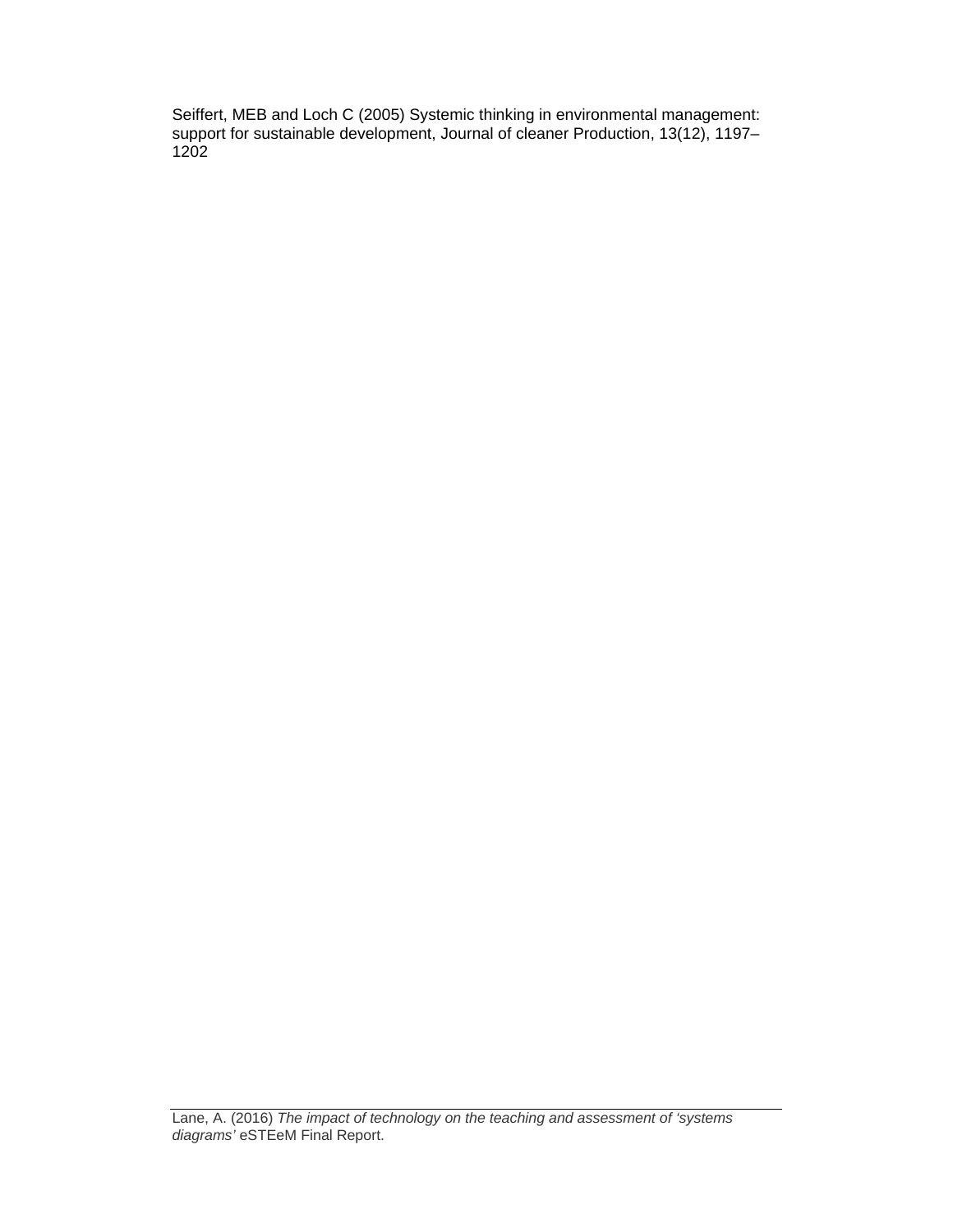Seiffert, MEB and Loch C (2005) Systemic thinking in environmental management: support for sustainable development, Journal of cleaner Production, 13(12), 1197–1202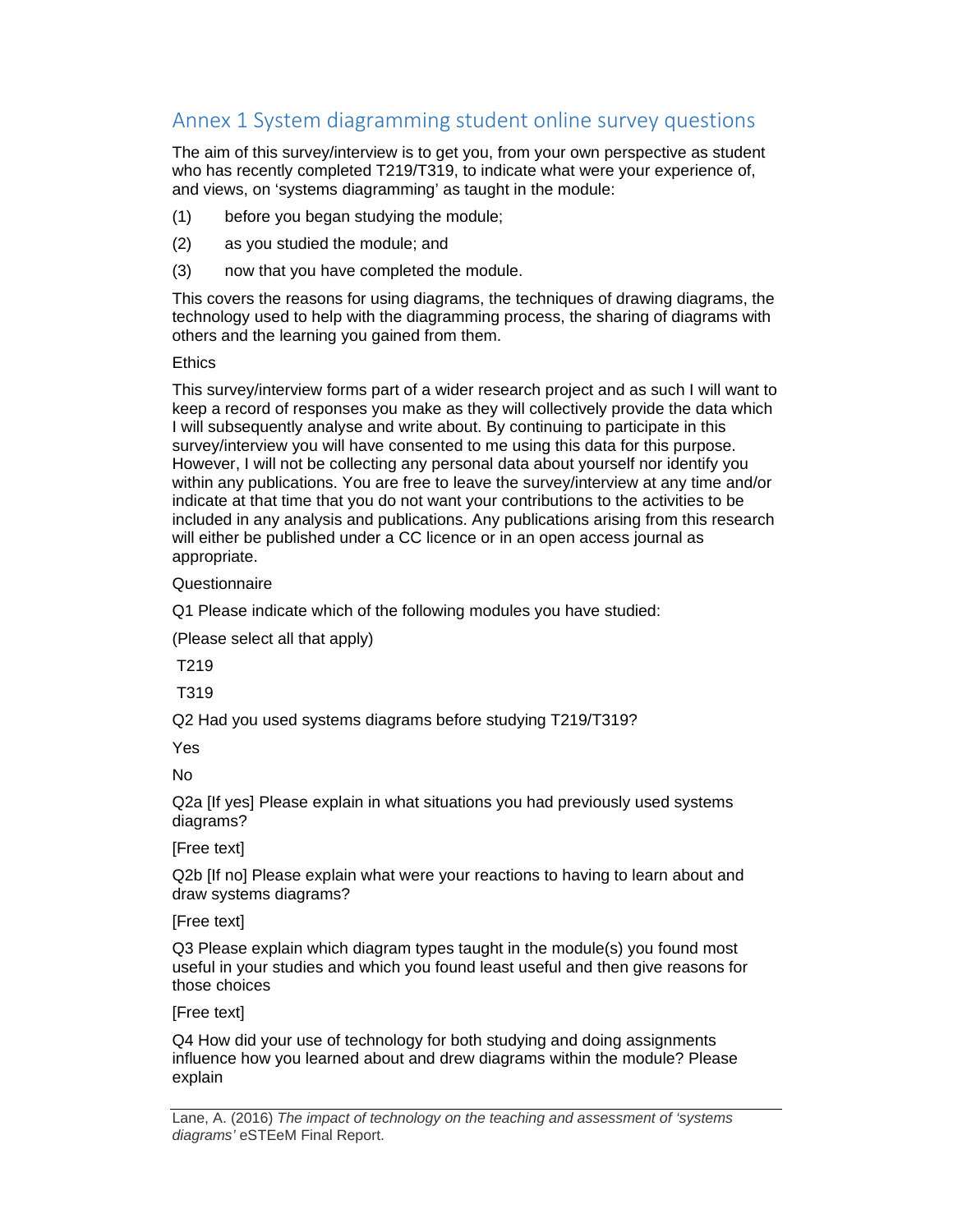## Annex 1 System diagramming student online survey questions

The aim of this survey/interview is to get you, from your own perspective as student who has recently completed T219/T319, to indicate what were your experience of, and views, on 'systems diagramming' as taught in the module:

(1) before you began studying the module;

(2) as you studied the module; and

(3) now that you have completed the module.

This covers the reasons for using diagrams, the techniques of drawing diagrams, the technology used to help with the diagramming process, the sharing of diagrams with others and the learning you gained from them.

Ethics

This survey/interview forms part of a wider research project and as such I will want to keep a record of responses you make as they will collectively provide the data which I will subsequently analyse and write about. By continuing to participate in this survey/interview you will have consented to me using this data for this purpose. However, I will not be collecting any personal data about yourself nor identify you within any publications. You are free to leave the survey/interview at any time and/or indicate at that time that you do not want your contributions to the activities to be included in any analysis and publications. Any publications arising from this research will either be published under a CC licence or in an open access journal as appropriate.

Questionnaire

Q1 Please indicate which of the following modules you have studied:

(Please select all that apply)

T219

T319

Q2 Had you used systems diagrams before studying T219/T319?

Yes

No

Q2a [If yes] Please explain in what situations you had previously used systems diagrams?

[Free text]

Q2b [If no] Please explain what were your reactions to having to learn about and draw systems diagrams?

[Free text]

Q3 Please explain which diagram types taught in the module(s) you found most useful in your studies and which you found least useful and then give reasons for those choices

[Free text]

Q4 How did your use of technology for both studying and doing assignments influence how you learned about and drew diagrams within the module? Please explain

Lane, A. (2016) *The impact of technology on the teaching and assessment of 'systems diagrams'* eSTEeM Final Report.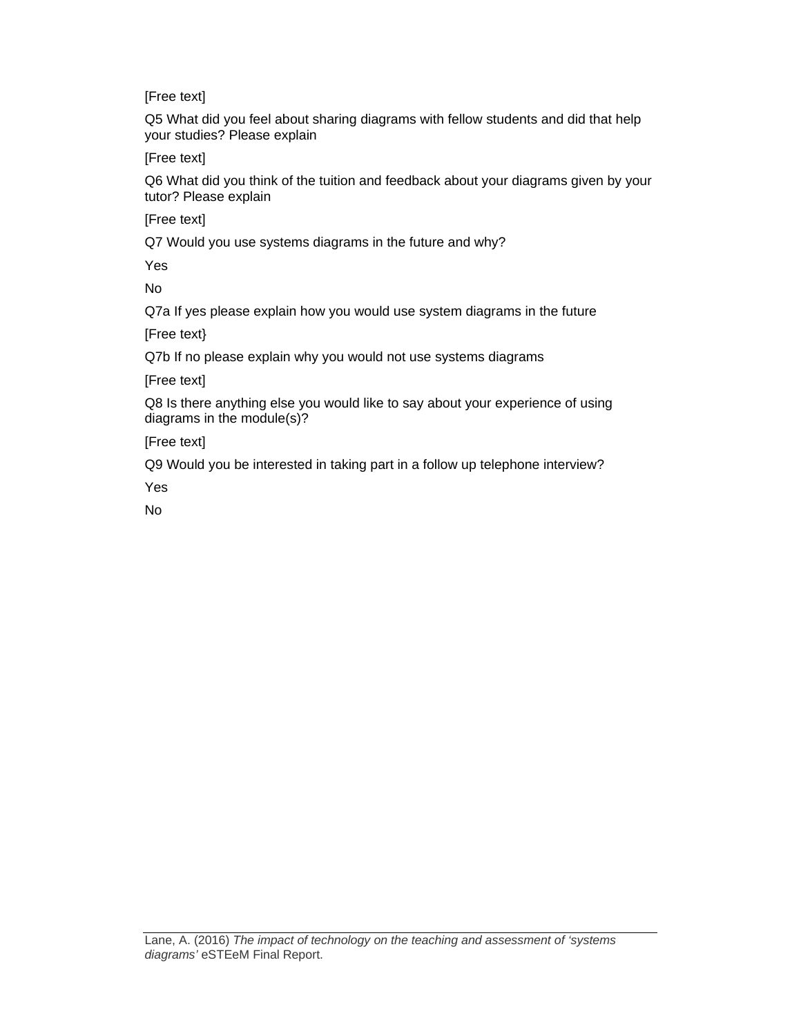[Free text]

Q5 What did you feel about sharing diagrams with fellow students and did that help your studies? Please explain

[Free text]

Q6 What did you think of the tuition and feedback about your diagrams given by your tutor? Please explain

[Free text]

Q7 Would you use systems diagrams in the future and why?

Yes

No

Q7a If yes please explain how you would use system diagrams in the future

[Free text}

Q7b If no please explain why you would not use systems diagrams

[Free text]

Q8 Is there anything else you would like to say about your experience of using diagrams in the module(s)?

[Free text]

Q9 Would you be interested in taking part in a follow up telephone interview?

Yes

No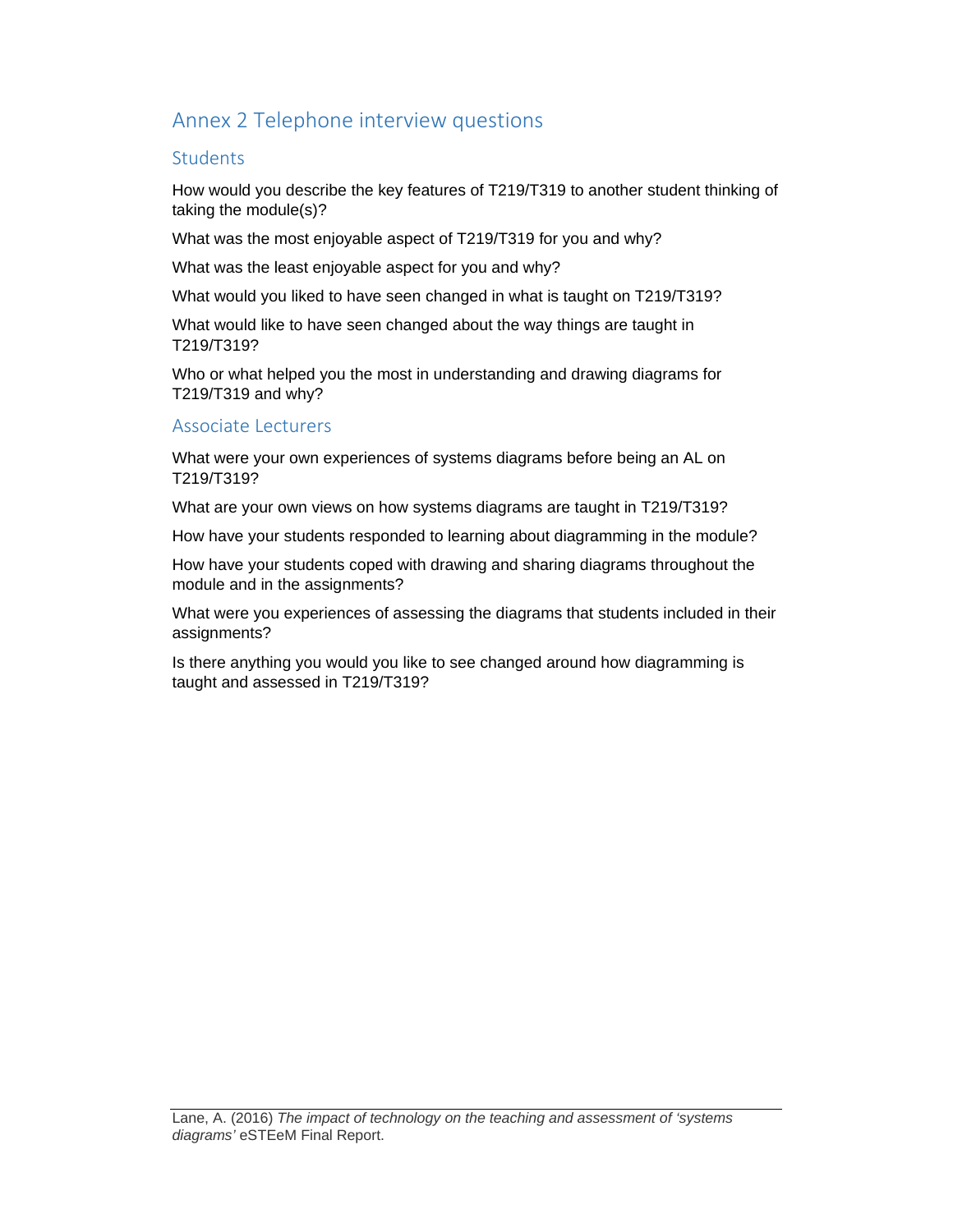# Annex 2 Telephone interview questions

## Students

How would you describe the key features of T219/T319 to another student thinking of taking the module(s)?

What was the most enjoyable aspect of T219/T319 for you and why?

What was the least enjoyable aspect for you and why?

What would you liked to have seen changed in what is taught on T219/T319?

What would like to have seen changed about the way things are taught in T219/T319?

Who or what helped you the most in understanding and drawing diagrams for T219/T319 and why?

## Associate Lecturers

What were your own experiences of systems diagrams before being an AL on T219/T319?

What are your own views on how systems diagrams are taught in T219/T319?

How have your students responded to learning about diagramming in the module?

How have your students coped with drawing and sharing diagrams throughout the module and in the assignments?

What were you experiences of assessing the diagrams that students included in their assignments?

Is there anything you would you like to see changed around how diagramming is taught and assessed in T219/T319?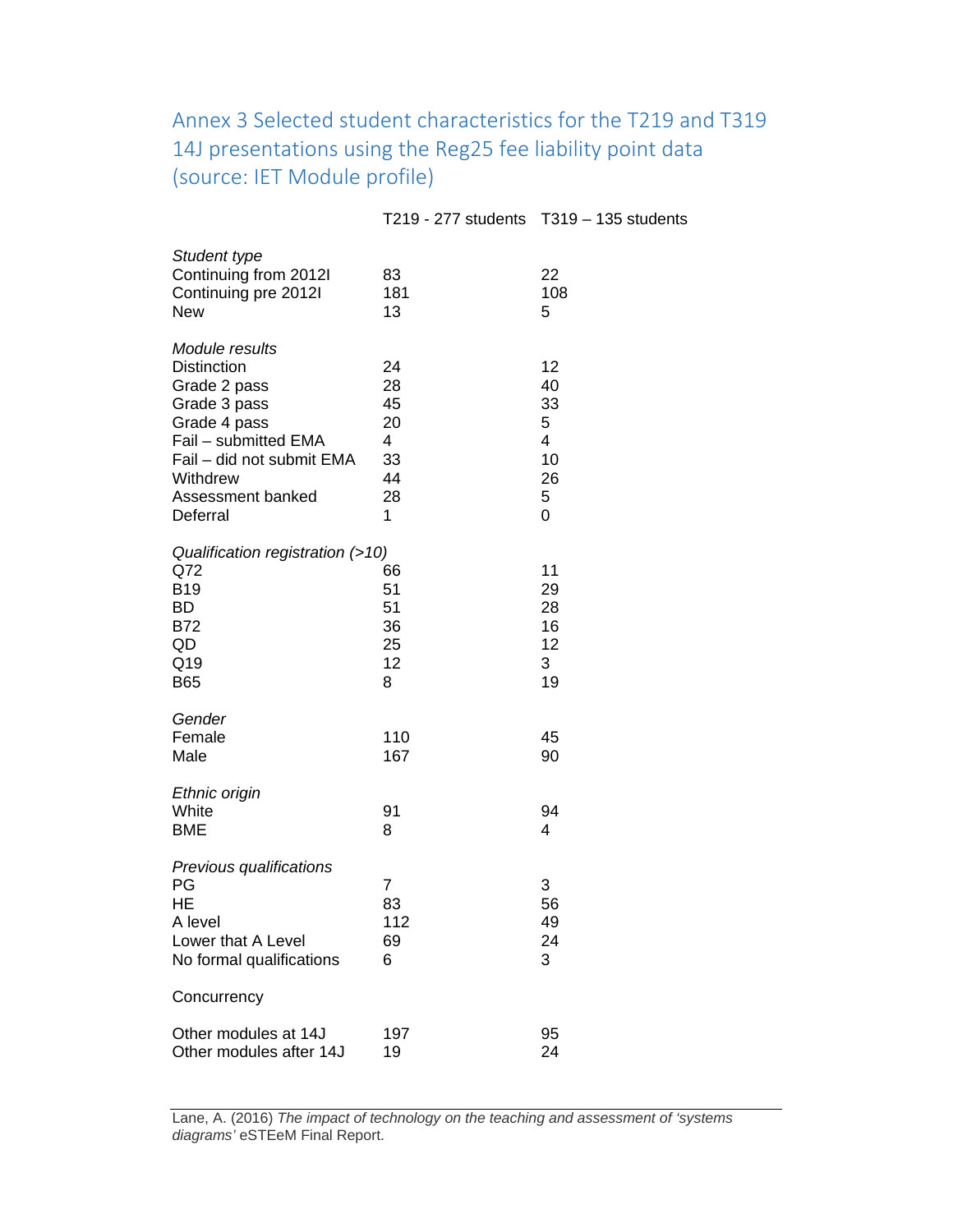# Annex 3 Selected student characteristics for the T219 and T319 14J presentations using the Reg25 fee liability point data (source: IET Module profile)

| | T219 - 277 students | T319 – 135 students |
|---|---|---|
| *Student type* | | |
| Continuing from 2012I | 83 | 22 |
| Continuing pre 2012I | 181 | 108 |
| New | 13 | 5 |
| *Module results* | | |
| Distinction | 24 | 12 |
| Grade 2 pass | 28 | 40 |
| Grade 3 pass | 45 | 33 |
| Grade 4 pass | 20 | 5 |
| Fail – submitted EMA | 4 | 4 |
| Fail – did not submit EMA | 33 | 10 |
| Withdrew | 44 | 26 |
| Assessment banked | 28 | 5 |
| Deferral | 1 | 0 |
| *Qualification registration (>10)* | | |
| Q72 | 66 | 11 |
| B19 | 51 | 29 |
| BD | 51 | 28 |
| B72 | 36 | 16 |
| QD | 25 | 12 |
| Q19 | 12 | 3 |
| B65 | 8 | 19 |
| *Gender* | | |
| Female | 110 | 45 |
| Male | 167 | 90 |
| *Ethnic origin* | | |
| White | 91 | 94 |
| BME | 8 | 4 |
| *Previous qualifications* | | |
| PG | 7 | 3 |
| HE | 83 | 56 |
| A level | 112 | 49 |
| Lower that A Level | 69 | 24 |
| No formal qualifications | 6 | 3 |
| Concurrency | | |
| Other modules at 14J | 197 | 95 |
| Other modules after 14J | 19 | 24 |

Lane, A. (2016) *The impact of technology on the teaching and assessment of 'systems diagrams'* eSTEeM Final Report.